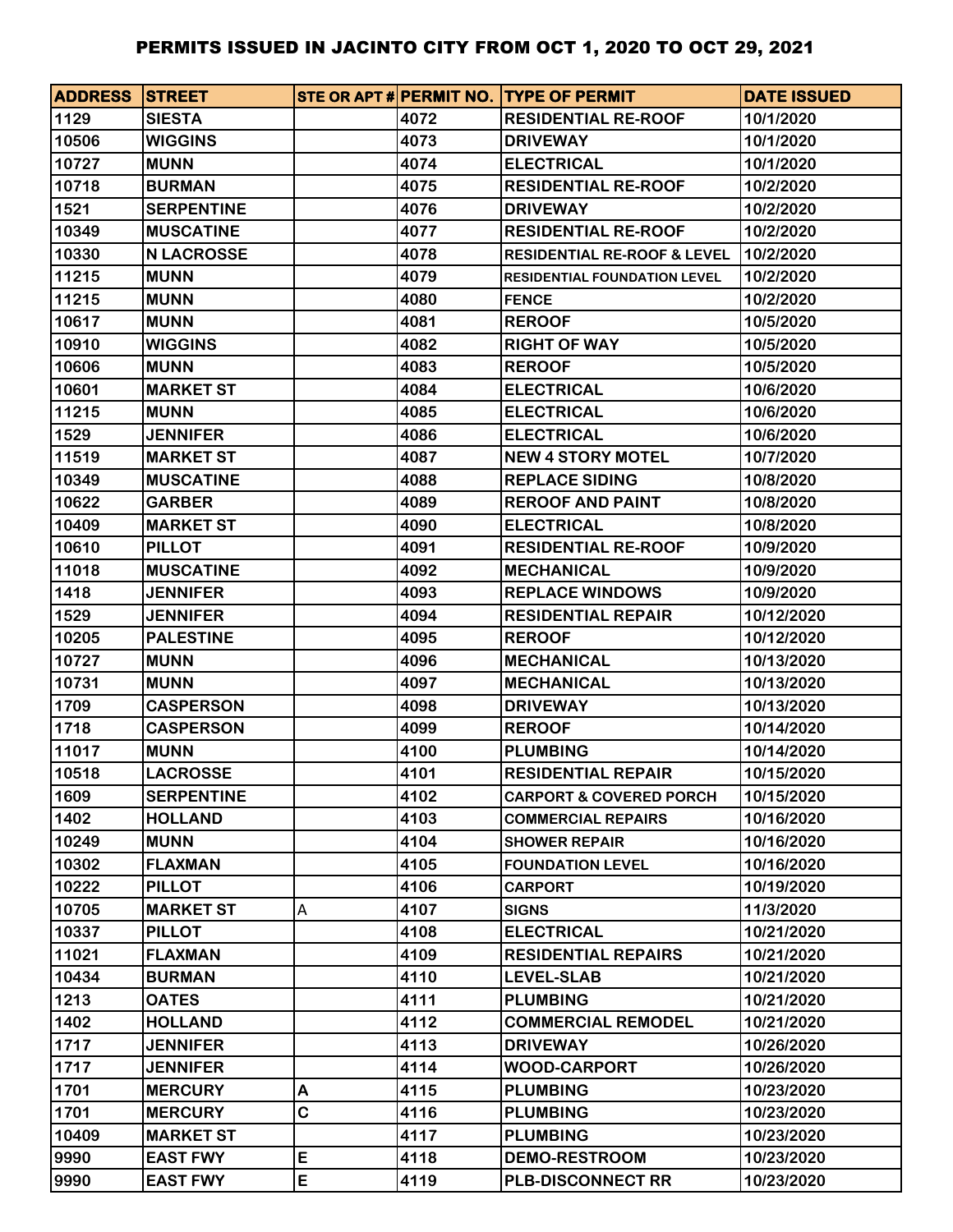# PERMITS ISSUED IN JACINTO CITY FROM OCT 1, 2020 TO OCT 29, 2021

| ADDRESS | STREET | STE OR APT # | PERMIT NO. | TYPE OF PERMIT | DATE ISSUED |
|---|---|---|---|---|---|
| 1129 | SIESTA | | 4072 | RESIDENTIAL RE-ROOF | 10/1/2020 |
| 10506 | WIGGINS | | 4073 | DRIVEWAY | 10/1/2020 |
| 10727 | MUNN | | 4074 | ELECTRICAL | 10/1/2020 |
| 10718 | BURMAN | | 4075 | RESIDENTIAL RE-ROOF | 10/2/2020 |
| 1521 | SERPENTINE | | 4076 | DRIVEWAY | 10/2/2020 |
| 10349 | MUSCATINE | | 4077 | RESIDENTIAL RE-ROOF | 10/2/2020 |
| 10330 | N LACROSSE | | 4078 | RESIDENTIAL RE-ROOF & LEVEL | 10/2/2020 |
| 11215 | MUNN | | 4079 | RESIDENTIAL FOUNDATION LEVEL | 10/2/2020 |
| 11215 | MUNN | | 4080 | FENCE | 10/2/2020 |
| 10617 | MUNN | | 4081 | REROOF | 10/5/2020 |
| 10910 | WIGGINS | | 4082 | RIGHT OF WAY | 10/5/2020 |
| 10606 | MUNN | | 4083 | REROOF | 10/5/2020 |
| 10601 | MARKET ST | | 4084 | ELECTRICAL | 10/6/2020 |
| 11215 | MUNN | | 4085 | ELECTRICAL | 10/6/2020 |
| 1529 | JENNIFER | | 4086 | ELECTRICAL | 10/6/2020 |
| 11519 | MARKET ST | | 4087 | NEW 4 STORY MOTEL | 10/7/2020 |
| 10349 | MUSCATINE | | 4088 | REPLACE SIDING | 10/8/2020 |
| 10622 | GARBER | | 4089 | REROOF AND PAINT | 10/8/2020 |
| 10409 | MARKET ST | | 4090 | ELECTRICAL | 10/8/2020 |
| 10610 | PILLOT | | 4091 | RESIDENTIAL RE-ROOF | 10/9/2020 |
| 11018 | MUSCATINE | | 4092 | MECHANICAL | 10/9/2020 |
| 1418 | JENNIFER | | 4093 | REPLACE WINDOWS | 10/9/2020 |
| 1529 | JENNIFER | | 4094 | RESIDENTIAL REPAIR | 10/12/2020 |
| 10205 | PALESTINE | | 4095 | REROOF | 10/12/2020 |
| 10727 | MUNN | | 4096 | MECHANICAL | 10/13/2020 |
| 10731 | MUNN | | 4097 | MECHANICAL | 10/13/2020 |
| 1709 | CASPERSON | | 4098 | DRIVEWAY | 10/13/2020 |
| 1718 | CASPERSON | | 4099 | REROOF | 10/14/2020 |
| 11017 | MUNN | | 4100 | PLUMBING | 10/14/2020 |
| 10518 | LACROSSE | | 4101 | RESIDENTIAL REPAIR | 10/15/2020 |
| 1609 | SERPENTINE | | 4102 | CARPORT & COVERED PORCH | 10/15/2020 |
| 1402 | HOLLAND | | 4103 | COMMERCIAL REPAIRS | 10/16/2020 |
| 10249 | MUNN | | 4104 | SHOWER REPAIR | 10/16/2020 |
| 10302 | FLAXMAN | | 4105 | FOUNDATION LEVEL | 10/16/2020 |
| 10222 | PILLOT | | 4106 | CARPORT | 10/19/2020 |
| 10705 | MARKET ST | A | 4107 | SIGNS | 11/3/2020 |
| 10337 | PILLOT | | 4108 | ELECTRICAL | 10/21/2020 |
| 11021 | FLAXMAN | | 4109 | RESIDENTIAL REPAIRS | 10/21/2020 |
| 10434 | BURMAN | | 4110 | LEVEL-SLAB | 10/21/2020 |
| 1213 | OATES | | 4111 | PLUMBING | 10/21/2020 |
| 1402 | HOLLAND | | 4112 | COMMERCIAL REMODEL | 10/21/2020 |
| 1717 | JENNIFER | | 4113 | DRIVEWAY | 10/26/2020 |
| 1717 | JENNIFER | | 4114 | WOOD-CARPORT | 10/26/2020 |
| 1701 | MERCURY | A | 4115 | PLUMBING | 10/23/2020 |
| 1701 | MERCURY | C | 4116 | PLUMBING | 10/23/2020 |
| 10409 | MARKET ST | | 4117 | PLUMBING | 10/23/2020 |
| 9990 | EAST FWY | E | 4118 | DEMO-RESTROOM | 10/23/2020 |
| 9990 | EAST FWY | E | 4119 | PLB-DISCONNECT RR | 10/23/2020 |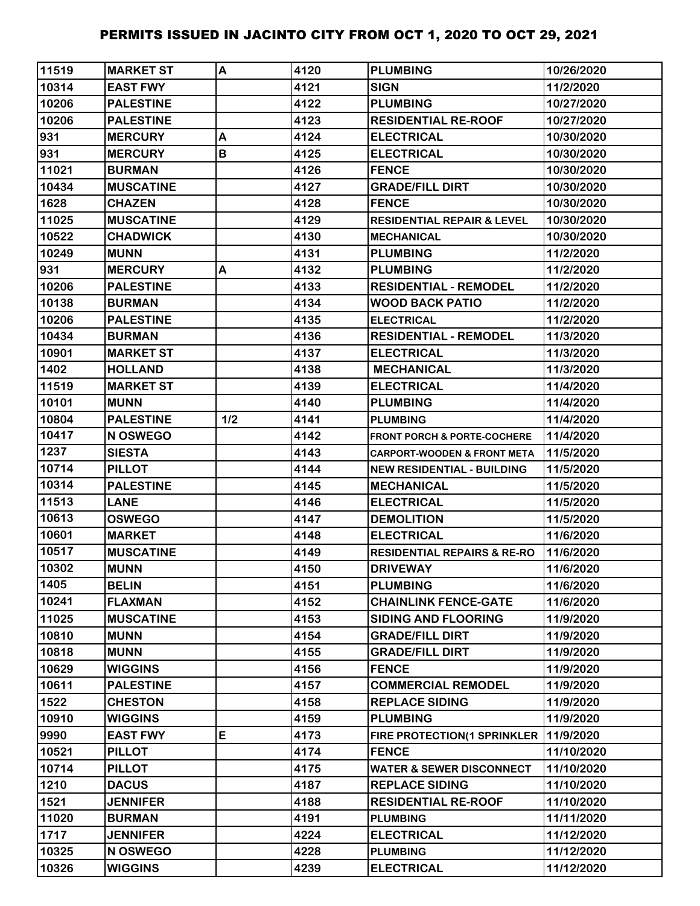# PERMITS ISSUED IN JACINTO CITY FROM OCT 1, 2020 TO OCT 29, 2021

| | | | | | |
|---|---|---|---|---|---|
| 11519 | MARKET ST | A | 4120 | PLUMBING | 10/26/2020 |
| 10314 | EAST FWY | | 4121 | SIGN | 11/2/2020 |
| 10206 | PALESTINE | | 4122 | PLUMBING | 10/27/2020 |
| 10206 | PALESTINE | | 4123 | RESIDENTIAL RE-ROOF | 10/27/2020 |
| 931 | MERCURY | A | 4124 | ELECTRICAL | 10/30/2020 |
| 931 | MERCURY | B | 4125 | ELECTRICAL | 10/30/2020 |
| 11021 | BURMAN | | 4126 | FENCE | 10/30/2020 |
| 10434 | MUSCATINE | | 4127 | GRADE/FILL DIRT | 10/30/2020 |
| 1628 | CHAZEN | | 4128 | FENCE | 10/30/2020 |
| 11025 | MUSCATINE | | 4129 | RESIDENTIAL REPAIR & LEVEL | 10/30/2020 |
| 10522 | CHADWICK | | 4130 | MECHANICAL | 10/30/2020 |
| 10249 | MUNN | | 4131 | PLUMBING | 11/2/2020 |
| 931 | MERCURY | A | 4132 | PLUMBING | 11/2/2020 |
| 10206 | PALESTINE | | 4133 | RESIDENTIAL - REMODEL | 11/2/2020 |
| 10138 | BURMAN | | 4134 | WOOD BACK PATIO | 11/2/2020 |
| 10206 | PALESTINE | | 4135 | ELECTRICAL | 11/2/2020 |
| 10434 | BURMAN | | 4136 | RESIDENTIAL - REMODEL | 11/3/2020 |
| 10901 | MARKET ST | | 4137 | ELECTRICAL | 11/3/2020 |
| 1402 | HOLLAND | | 4138 | MECHANICAL | 11/3/2020 |
| 11519 | MARKET ST | | 4139 | ELECTRICAL | 11/4/2020 |
| 10101 | MUNN | | 4140 | PLUMBING | 11/4/2020 |
| 10804 | PALESTINE | 1/2 | 4141 | PLUMBING | 11/4/2020 |
| 10417 | N OSWEGO | | 4142 | FRONT PORCH & PORTE-COCHERE | 11/4/2020 |
| 1237 | SIESTA | | 4143 | CARPORT-WOODEN & FRONT META | 11/5/2020 |
| 10714 | PILLOT | | 4144 | NEW RESIDENTIAL - BUILDING | 11/5/2020 |
| 10314 | PALESTINE | | 4145 | MECHANICAL | 11/5/2020 |
| 11513 | LANE | | 4146 | ELECTRICAL | 11/5/2020 |
| 10613 | OSWEGO | | 4147 | DEMOLITION | 11/5/2020 |
| 10601 | MARKET | | 4148 | ELECTRICAL | 11/6/2020 |
| 10517 | MUSCATINE | | 4149 | RESIDENTIAL REPAIRS & RE-RO | 11/6/2020 |
| 10302 | MUNN | | 4150 | DRIVEWAY | 11/6/2020 |
| 1405 | BELIN | | 4151 | PLUMBING | 11/6/2020 |
| 10241 | FLAXMAN | | 4152 | CHAINLINK FENCE-GATE | 11/6/2020 |
| 11025 | MUSCATINE | | 4153 | SIDING AND FLOORING | 11/9/2020 |
| 10810 | MUNN | | 4154 | GRADE/FILL DIRT | 11/9/2020 |
| 10818 | MUNN | | 4155 | GRADE/FILL DIRT | 11/9/2020 |
| 10629 | WIGGINS | | 4156 | FENCE | 11/9/2020 |
| 10611 | PALESTINE | | 4157 | COMMERCIAL REMODEL | 11/9/2020 |
| 1522 | CHESTON | | 4158 | REPLACE SIDING | 11/9/2020 |
| 10910 | WIGGINS | | 4159 | PLUMBING | 11/9/2020 |
| 9990 | EAST FWY | E | 4173 | FIRE PROTECTION(1 SPRINKLER | 11/9/2020 |
| 10521 | PILLOT | | 4174 | FENCE | 11/10/2020 |
| 10714 | PILLOT | | 4175 | WATER & SEWER DISCONNECT | 11/10/2020 |
| 1210 | DACUS | | 4187 | REPLACE SIDING | 11/10/2020 |
| 1521 | JENNIFER | | 4188 | RESIDENTIAL RE-ROOF | 11/10/2020 |
| 11020 | BURMAN | | 4191 | PLUMBING | 11/11/2020 |
| 1717 | JENNIFER | | 4224 | ELECTRICAL | 11/12/2020 |
| 10325 | N OSWEGO | | 4228 | PLUMBING | 11/12/2020 |
| 10326 | WIGGINS | | 4239 | ELECTRICAL | 11/12/2020 |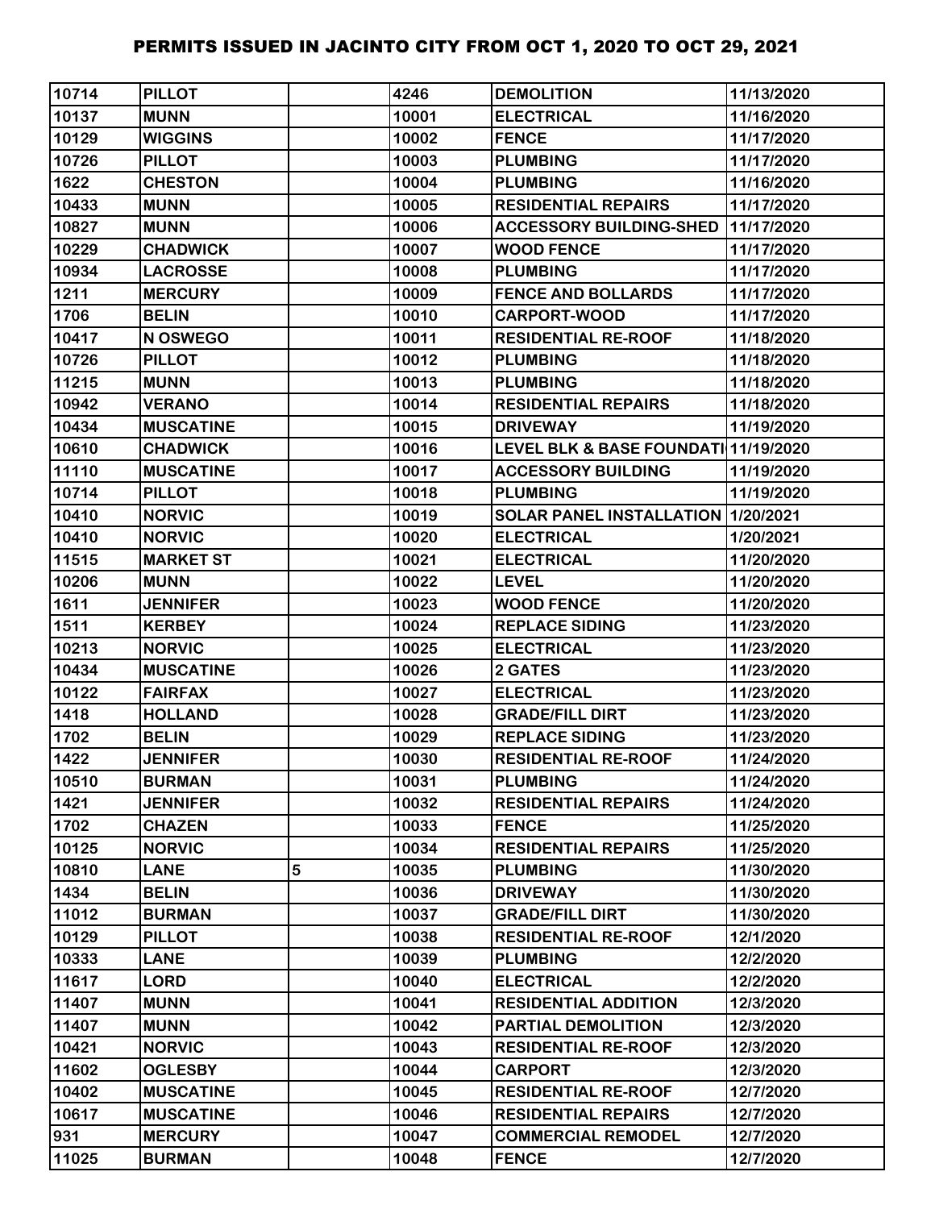# PERMITS ISSUED IN JACINTO CITY FROM OCT 1, 2020 TO OCT 29, 2021

| | | | | | |
|---|---|---|---|---|---|
| 10714 | PILLOT | | 4246 | DEMOLITION | 11/13/2020 |
| 10137 | MUNN | | 10001 | ELECTRICAL | 11/16/2020 |
| 10129 | WIGGINS | | 10002 | FENCE | 11/17/2020 |
| 10726 | PILLOT | | 10003 | PLUMBING | 11/17/2020 |
| 1622 | CHESTON | | 10004 | PLUMBING | 11/16/2020 |
| 10433 | MUNN | | 10005 | RESIDENTIAL REPAIRS | 11/17/2020 |
| 10827 | MUNN | | 10006 | ACCESSORY BUILDING-SHED | 11/17/2020 |
| 10229 | CHADWICK | | 10007 | WOOD FENCE | 11/17/2020 |
| 10934 | LACROSSE | | 10008 | PLUMBING | 11/17/2020 |
| 1211 | MERCURY | | 10009 | FENCE AND BOLLARDS | 11/17/2020 |
| 1706 | BELIN | | 10010 | CARPORT-WOOD | 11/17/2020 |
| 10417 | N OSWEGO | | 10011 | RESIDENTIAL RE-ROOF | 11/18/2020 |
| 10726 | PILLOT | | 10012 | PLUMBING | 11/18/2020 |
| 11215 | MUNN | | 10013 | PLUMBING | 11/18/2020 |
| 10942 | VERANO | | 10014 | RESIDENTIAL REPAIRS | 11/18/2020 |
| 10434 | MUSCATINE | | 10015 | DRIVEWAY | 11/19/2020 |
| 10610 | CHADWICK | | 10016 | LEVEL BLK & BASE FOUNDATI | 11/19/2020 |
| 11110 | MUSCATINE | | 10017 | ACCESSORY BUILDING | 11/19/2020 |
| 10714 | PILLOT | | 10018 | PLUMBING | 11/19/2020 |
| 10410 | NORVIC | | 10019 | SOLAR PANEL INSTALLATION | 1/20/2021 |
| 10410 | NORVIC | | 10020 | ELECTRICAL | 1/20/2021 |
| 11515 | MARKET ST | | 10021 | ELECTRICAL | 11/20/2020 |
| 10206 | MUNN | | 10022 | LEVEL | 11/20/2020 |
| 1611 | JENNIFER | | 10023 | WOOD FENCE | 11/20/2020 |
| 1511 | KERBEY | | 10024 | REPLACE SIDING | 11/23/2020 |
| 10213 | NORVIC | | 10025 | ELECTRICAL | 11/23/2020 |
| 10434 | MUSCATINE | | 10026 | 2 GATES | 11/23/2020 |
| 10122 | FAIRFAX | | 10027 | ELECTRICAL | 11/23/2020 |
| 1418 | HOLLAND | | 10028 | GRADE/FILL DIRT | 11/23/2020 |
| 1702 | BELIN | | 10029 | REPLACE SIDING | 11/23/2020 |
| 1422 | JENNIFER | | 10030 | RESIDENTIAL RE-ROOF | 11/24/2020 |
| 10510 | BURMAN | | 10031 | PLUMBING | 11/24/2020 |
| 1421 | JENNIFER | | 10032 | RESIDENTIAL REPAIRS | 11/24/2020 |
| 1702 | CHAZEN | | 10033 | FENCE | 11/25/2020 |
| 10125 | NORVIC | | 10034 | RESIDENTIAL REPAIRS | 11/25/2020 |
| 10810 | LANE | 5 | 10035 | PLUMBING | 11/30/2020 |
| 1434 | BELIN | | 10036 | DRIVEWAY | 11/30/2020 |
| 11012 | BURMAN | | 10037 | GRADE/FILL DIRT | 11/30/2020 |
| 10129 | PILLOT | | 10038 | RESIDENTIAL RE-ROOF | 12/1/2020 |
| 10333 | LANE | | 10039 | PLUMBING | 12/2/2020 |
| 11617 | LORD | | 10040 | ELECTRICAL | 12/2/2020 |
| 11407 | MUNN | | 10041 | RESIDENTIAL ADDITION | 12/3/2020 |
| 11407 | MUNN | | 10042 | PARTIAL DEMOLITION | 12/3/2020 |
| 10421 | NORVIC | | 10043 | RESIDENTIAL RE-ROOF | 12/3/2020 |
| 11602 | OGLESBY | | 10044 | CARPORT | 12/3/2020 |
| 10402 | MUSCATINE | | 10045 | RESIDENTIAL RE-ROOF | 12/7/2020 |
| 10617 | MUSCATINE | | 10046 | RESIDENTIAL REPAIRS | 12/7/2020 |
| 931 | MERCURY | | 10047 | COMMERCIAL REMODEL | 12/7/2020 |
| 11025 | BURMAN | | 10048 | FENCE | 12/7/2020 |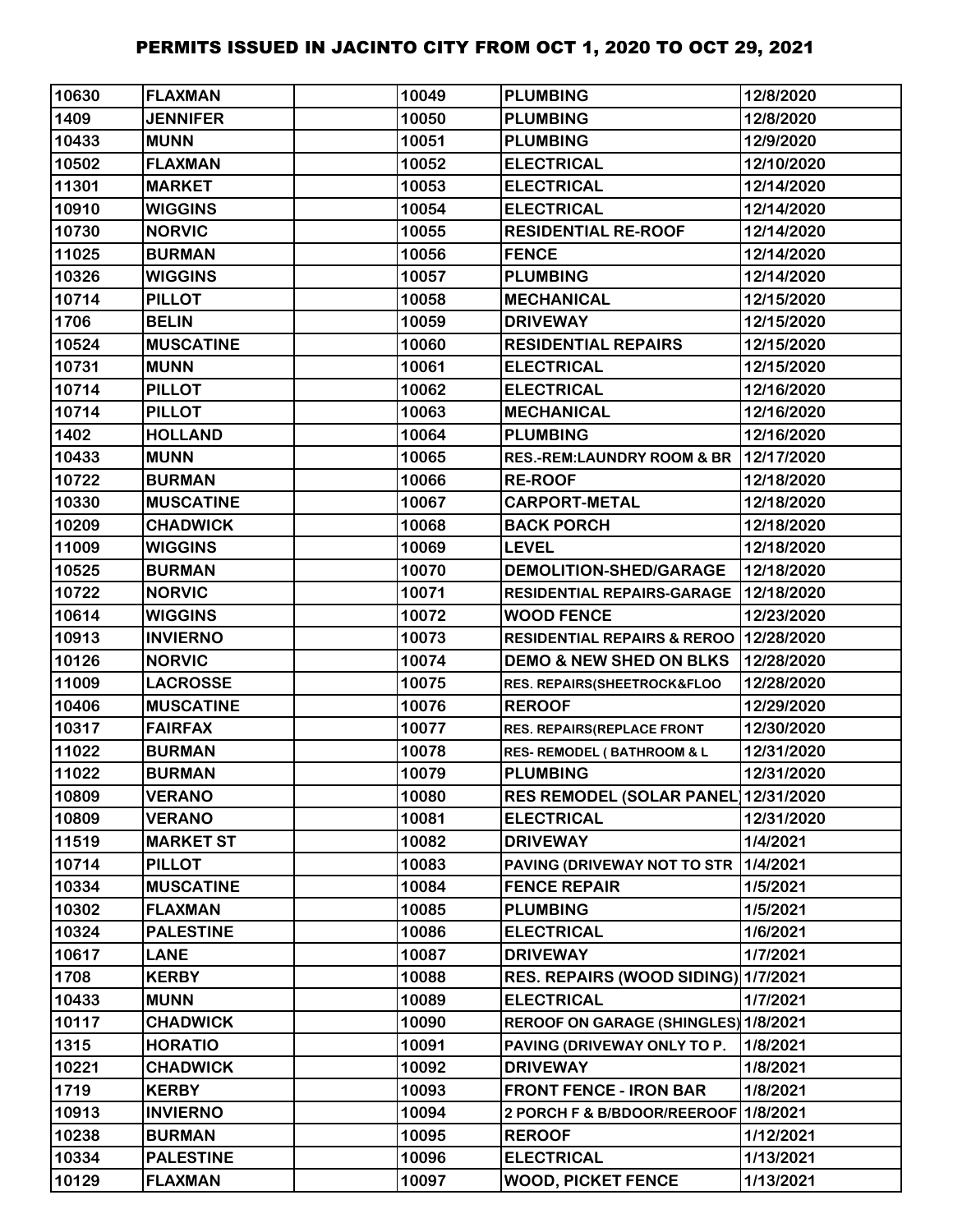| | | | | | |
|---|---|---|---|---|---|
| 10630 | FLAXMAN | | 10049 | PLUMBING | 12/8/2020 |
| 1409 | JENNIFER | | 10050 | PLUMBING | 12/8/2020 |
| 10433 | MUNN | | 10051 | PLUMBING | 12/9/2020 |
| 10502 | FLAXMAN | | 10052 | ELECTRICAL | 12/10/2020 |
| 11301 | MARKET | | 10053 | ELECTRICAL | 12/14/2020 |
| 10910 | WIGGINS | | 10054 | ELECTRICAL | 12/14/2020 |
| 10730 | NORVIC | | 10055 | RESIDENTIAL RE-ROOF | 12/14/2020 |
| 11025 | BURMAN | | 10056 | FENCE | 12/14/2020 |
| 10326 | WIGGINS | | 10057 | PLUMBING | 12/14/2020 |
| 10714 | PILLOT | | 10058 | MECHANICAL | 12/15/2020 |
| 1706 | BELIN | | 10059 | DRIVEWAY | 12/15/2020 |
| 10524 | MUSCATINE | | 10060 | RESIDENTIAL REPAIRS | 12/15/2020 |
| 10731 | MUNN | | 10061 | ELECTRICAL | 12/15/2020 |
| 10714 | PILLOT | | 10062 | ELECTRICAL | 12/16/2020 |
| 10714 | PILLOT | | 10063 | MECHANICAL | 12/16/2020 |
| 1402 | HOLLAND | | 10064 | PLUMBING | 12/16/2020 |
| 10433 | MUNN | | 10065 | RES.-REM:LAUNDRY ROOM & BR | 12/17/2020 |
| 10722 | BURMAN | | 10066 | RE-ROOF | 12/18/2020 |
| 10330 | MUSCATINE | | 10067 | CARPORT-METAL | 12/18/2020 |
| 10209 | CHADWICK | | 10068 | BACK PORCH | 12/18/2020 |
| 11009 | WIGGINS | | 10069 | LEVEL | 12/18/2020 |
| 10525 | BURMAN | | 10070 | DEMOLITION-SHED/GARAGE | 12/18/2020 |
| 10722 | NORVIC | | 10071 | RESIDENTIAL REPAIRS-GARAGE | 12/18/2020 |
| 10614 | WIGGINS | | 10072 | WOOD FENCE | 12/23/2020 |
| 10913 | INVIERNO | | 10073 | RESIDENTIAL REPAIRS & REROO | 12/28/2020 |
| 10126 | NORVIC | | 10074 | DEMO & NEW SHED ON BLKS | 12/28/2020 |
| 11009 | LACROSSE | | 10075 | RES. REPAIRS(SHEETROCK&FLOO | 12/28/2020 |
| 10406 | MUSCATINE | | 10076 | REROOF | 12/29/2020 |
| 10317 | FAIRFAX | | 10077 | RES. REPAIRS(REPLACE FRONT | 12/30/2020 |
| 11022 | BURMAN | | 10078 | RES- REMODEL ( BATHROOM & L | 12/31/2020 |
| 11022 | BURMAN | | 10079 | PLUMBING | 12/31/2020 |
| 10809 | VERANO | | 10080 | RES REMODEL (SOLAR PANEL) | 12/31/2020 |
| 10809 | VERANO | | 10081 | ELECTRICAL | 12/31/2020 |
| 11519 | MARKET ST | | 10082 | DRIVEWAY | 1/4/2021 |
| 10714 | PILLOT | | 10083 | PAVING (DRIVEWAY NOT TO STR | 1/4/2021 |
| 10334 | MUSCATINE | | 10084 | FENCE REPAIR | 1/5/2021 |
| 10302 | FLAXMAN | | 10085 | PLUMBING | 1/5/2021 |
| 10324 | PALESTINE | | 10086 | ELECTRICAL | 1/6/2021 |
| 10617 | LANE | | 10087 | DRIVEWAY | 1/7/2021 |
| 1708 | KERBY | | 10088 | RES. REPAIRS (WOOD SIDING) | 1/7/2021 |
| 10433 | MUNN | | 10089 | ELECTRICAL | 1/7/2021 |
| 10117 | CHADWICK | | 10090 | REROOF ON GARAGE (SHINGLES) | 1/8/2021 |
| 1315 | HORATIO | | 10091 | PAVING (DRIVEWAY ONLY TO P. | 1/8/2021 |
| 10221 | CHADWICK | | 10092 | DRIVEWAY | 1/8/2021 |
| 1719 | KERBY | | 10093 | FRONT FENCE - IRON BAR | 1/8/2021 |
| 10913 | INVIERNO | | 10094 | 2 PORCH F & B/BDOOR/REEROOF | 1/8/2021 |
| 10238 | BURMAN | | 10095 | REROOF | 1/12/2021 |
| 10334 | PALESTINE | | 10096 | ELECTRICAL | 1/13/2021 |
| 10129 | FLAXMAN | | 10097 | WOOD, PICKET FENCE | 1/13/2021 |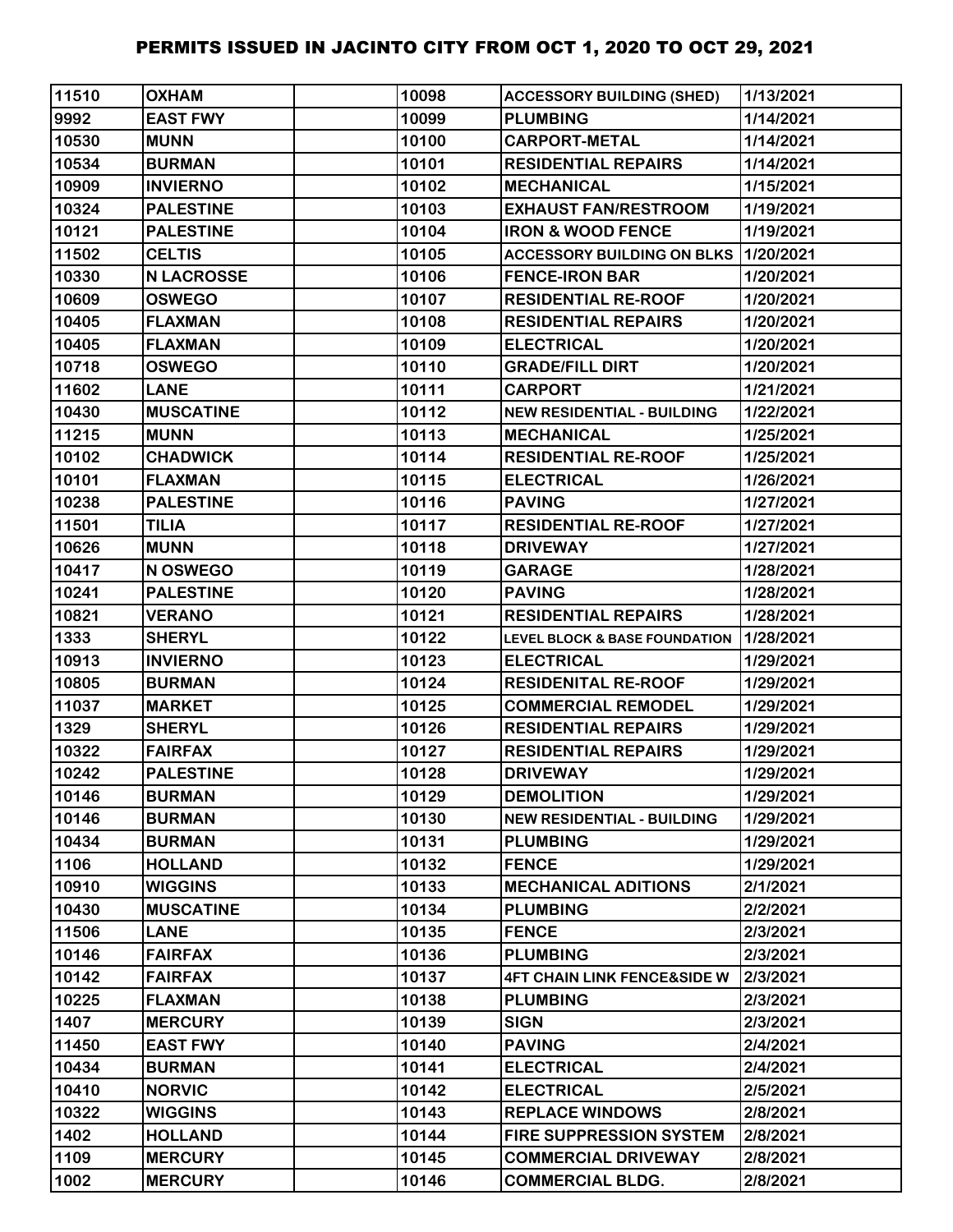# PERMITS ISSUED IN JACINTO CITY FROM OCT 1, 2020 TO OCT 29, 2021

| | | | | | |
|---|---|---|---|---|---|
| 11510 | OXHAM | | 10098 | ACCESSORY BUILDING (SHED) | 1/13/2021 |
| 9992 | EAST FWY | | 10099 | PLUMBING | 1/14/2021 |
| 10530 | MUNN | | 10100 | CARPORT-METAL | 1/14/2021 |
| 10534 | BURMAN | | 10101 | RESIDENTIAL REPAIRS | 1/14/2021 |
| 10909 | INVIERNO | | 10102 | MECHANICAL | 1/15/2021 |
| 10324 | PALESTINE | | 10103 | EXHAUST FAN/RESTROOM | 1/19/2021 |
| 10121 | PALESTINE | | 10104 | IRON & WOOD FENCE | 1/19/2021 |
| 11502 | CELTIS | | 10105 | ACCESSORY BUILDING ON BLKS | 1/20/2021 |
| 10330 | N LACROSSE | | 10106 | FENCE-IRON BAR | 1/20/2021 |
| 10609 | OSWEGO | | 10107 | RESIDENTIAL RE-ROOF | 1/20/2021 |
| 10405 | FLAXMAN | | 10108 | RESIDENTIAL REPAIRS | 1/20/2021 |
| 10405 | FLAXMAN | | 10109 | ELECTRICAL | 1/20/2021 |
| 10718 | OSWEGO | | 10110 | GRADE/FILL DIRT | 1/20/2021 |
| 11602 | LANE | | 10111 | CARPORT | 1/21/2021 |
| 10430 | MUSCATINE | | 10112 | NEW RESIDENTIAL - BUILDING | 1/22/2021 |
| 11215 | MUNN | | 10113 | MECHANICAL | 1/25/2021 |
| 10102 | CHADWICK | | 10114 | RESIDENTIAL RE-ROOF | 1/25/2021 |
| 10101 | FLAXMAN | | 10115 | ELECTRICAL | 1/26/2021 |
| 10238 | PALESTINE | | 10116 | PAVING | 1/27/2021 |
| 11501 | TILIA | | 10117 | RESIDENTIAL RE-ROOF | 1/27/2021 |
| 10626 | MUNN | | 10118 | DRIVEWAY | 1/27/2021 |
| 10417 | N OSWEGO | | 10119 | GARAGE | 1/28/2021 |
| 10241 | PALESTINE | | 10120 | PAVING | 1/28/2021 |
| 10821 | VERANO | | 10121 | RESIDENTIAL REPAIRS | 1/28/2021 |
| 1333 | SHERYL | | 10122 | LEVEL BLOCK & BASE FOUNDATION | 1/28/2021 |
| 10913 | INVIERNO | | 10123 | ELECTRICAL | 1/29/2021 |
| 10805 | BURMAN | | 10124 | RESIDENITAL RE-ROOF | 1/29/2021 |
| 11037 | MARKET | | 10125 | COMMERCIAL REMODEL | 1/29/2021 |
| 1329 | SHERYL | | 10126 | RESIDENTIAL REPAIRS | 1/29/2021 |
| 10322 | FAIRFAX | | 10127 | RESIDENTIAL REPAIRS | 1/29/2021 |
| 10242 | PALESTINE | | 10128 | DRIVEWAY | 1/29/2021 |
| 10146 | BURMAN | | 10129 | DEMOLITION | 1/29/2021 |
| 10146 | BURMAN | | 10130 | NEW RESIDENTIAL - BUILDING | 1/29/2021 |
| 10434 | BURMAN | | 10131 | PLUMBING | 1/29/2021 |
| 1106 | HOLLAND | | 10132 | FENCE | 1/29/2021 |
| 10910 | WIGGINS | | 10133 | MECHANICAL ADITIONS | 2/1/2021 |
| 10430 | MUSCATINE | | 10134 | PLUMBING | 2/2/2021 |
| 11506 | LANE | | 10135 | FENCE | 2/3/2021 |
| 10146 | FAIRFAX | | 10136 | PLUMBING | 2/3/2021 |
| 10142 | FAIRFAX | | 10137 | 4FT CHAIN LINK FENCE&SIDE W | 2/3/2021 |
| 10225 | FLAXMAN | | 10138 | PLUMBING | 2/3/2021 |
| 1407 | MERCURY | | 10139 | SIGN | 2/3/2021 |
| 11450 | EAST FWY | | 10140 | PAVING | 2/4/2021 |
| 10434 | BURMAN | | 10141 | ELECTRICAL | 2/4/2021 |
| 10410 | NORVIC | | 10142 | ELECTRICAL | 2/5/2021 |
| 10322 | WIGGINS | | 10143 | REPLACE WINDOWS | 2/8/2021 |
| 1402 | HOLLAND | | 10144 | FIRE SUPPRESSION SYSTEM | 2/8/2021 |
| 1109 | MERCURY | | 10145 | COMMERCIAL DRIVEWAY | 2/8/2021 |
| 1002 | MERCURY | | 10146 | COMMERCIAL BLDG. | 2/8/2021 |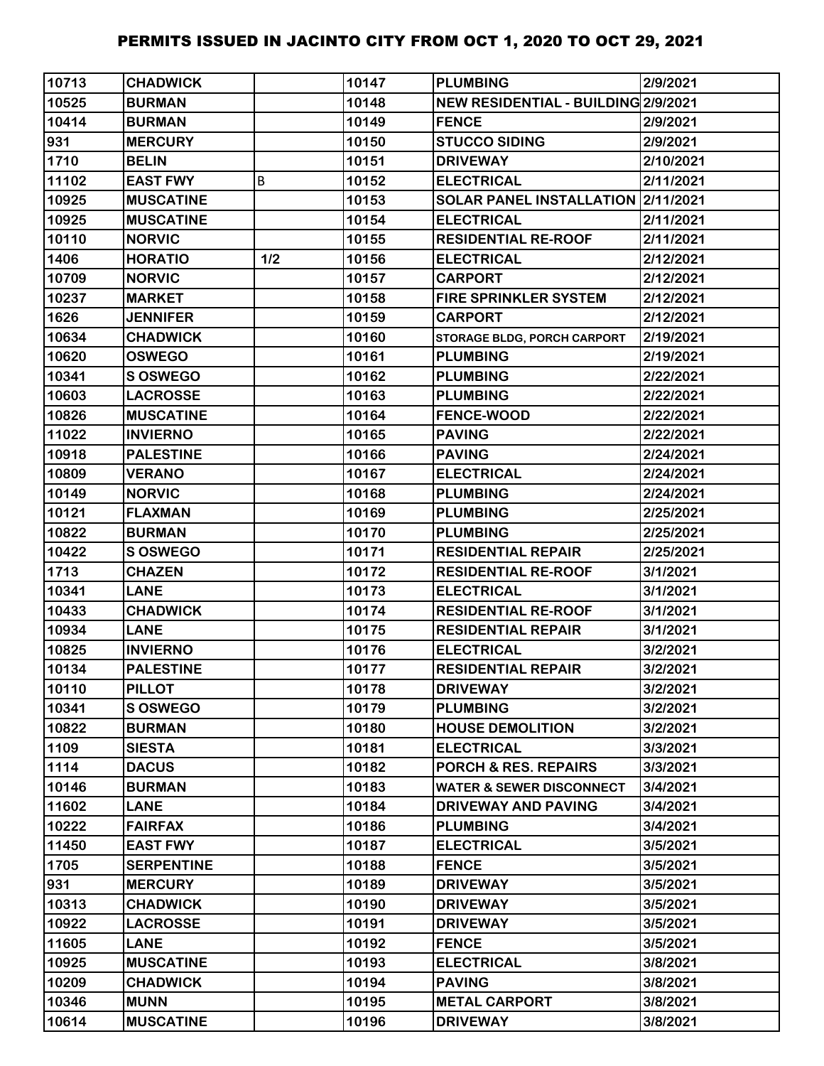# PERMITS ISSUED IN JACINTO CITY FROM OCT 1, 2020 TO OCT 29, 2021

| | | | | | |
|---|---|---|---|---|---|
| 10713 | CHADWICK | | 10147 | PLUMBING | 2/9/2021 |
| 10525 | BURMAN | | 10148 | NEW RESIDENTIAL - BUILDING | 2/9/2021 |
| 10414 | BURMAN | | 10149 | FENCE | 2/9/2021 |
| 931 | MERCURY | | 10150 | STUCCO SIDING | 2/9/2021 |
| 1710 | BELIN | | 10151 | DRIVEWAY | 2/10/2021 |
| 11102 | EAST FWY | B | 10152 | ELECTRICAL | 2/11/2021 |
| 10925 | MUSCATINE | | 10153 | SOLAR PANEL INSTALLATION | 2/11/2021 |
| 10925 | MUSCATINE | | 10154 | ELECTRICAL | 2/11/2021 |
| 10110 | NORVIC | | 10155 | RESIDENTIAL RE-ROOF | 2/11/2021 |
| 1406 | HORATIO | 1/2 | 10156 | ELECTRICAL | 2/12/2021 |
| 10709 | NORVIC | | 10157 | CARPORT | 2/12/2021 |
| 10237 | MARKET | | 10158 | FIRE SPRINKLER SYSTEM | 2/12/2021 |
| 1626 | JENNIFER | | 10159 | CARPORT | 2/12/2021 |
| 10634 | CHADWICK | | 10160 | STORAGE BLDG, PORCH CARPORT | 2/19/2021 |
| 10620 | OSWEGO | | 10161 | PLUMBING | 2/19/2021 |
| 10341 | S OSWEGO | | 10162 | PLUMBING | 2/22/2021 |
| 10603 | LACROSSE | | 10163 | PLUMBING | 2/22/2021 |
| 10826 | MUSCATINE | | 10164 | FENCE-WOOD | 2/22/2021 |
| 11022 | INVIERNO | | 10165 | PAVING | 2/22/2021 |
| 10918 | PALESTINE | | 10166 | PAVING | 2/24/2021 |
| 10809 | VERANO | | 10167 | ELECTRICAL | 2/24/2021 |
| 10149 | NORVIC | | 10168 | PLUMBING | 2/24/2021 |
| 10121 | FLAXMAN | | 10169 | PLUMBING | 2/25/2021 |
| 10822 | BURMAN | | 10170 | PLUMBING | 2/25/2021 |
| 10422 | S OSWEGO | | 10171 | RESIDENTIAL REPAIR | 2/25/2021 |
| 1713 | CHAZEN | | 10172 | RESIDENTIAL RE-ROOF | 3/1/2021 |
| 10341 | LANE | | 10173 | ELECTRICAL | 3/1/2021 |
| 10433 | CHADWICK | | 10174 | RESIDENTIAL RE-ROOF | 3/1/2021 |
| 10934 | LANE | | 10175 | RESIDENTIAL REPAIR | 3/1/2021 |
| 10825 | INVIERNO | | 10176 | ELECTRICAL | 3/2/2021 |
| 10134 | PALESTINE | | 10177 | RESIDENTIAL REPAIR | 3/2/2021 |
| 10110 | PILLOT | | 10178 | DRIVEWAY | 3/2/2021 |
| 10341 | S OSWEGO | | 10179 | PLUMBING | 3/2/2021 |
| 10822 | BURMAN | | 10180 | HOUSE DEMOLITION | 3/2/2021 |
| 1109 | SIESTA | | 10181 | ELECTRICAL | 3/3/2021 |
| 1114 | DACUS | | 10182 | PORCH & RES. REPAIRS | 3/3/2021 |
| 10146 | BURMAN | | 10183 | WATER & SEWER DISCONNECT | 3/4/2021 |
| 11602 | LANE | | 10184 | DRIVEWAY AND PAVING | 3/4/2021 |
| 10222 | FAIRFAX | | 10186 | PLUMBING | 3/4/2021 |
| 11450 | EAST FWY | | 10187 | ELECTRICAL | 3/5/2021 |
| 1705 | SERPENTINE | | 10188 | FENCE | 3/5/2021 |
| 931 | MERCURY | | 10189 | DRIVEWAY | 3/5/2021 |
| 10313 | CHADWICK | | 10190 | DRIVEWAY | 3/5/2021 |
| 10922 | LACROSSE | | 10191 | DRIVEWAY | 3/5/2021 |
| 11605 | LANE | | 10192 | FENCE | 3/5/2021 |
| 10925 | MUSCATINE | | 10193 | ELECTRICAL | 3/8/2021 |
| 10209 | CHADWICK | | 10194 | PAVING | 3/8/2021 |
| 10346 | MUNN | | 10195 | METAL CARPORT | 3/8/2021 |
| 10614 | MUSCATINE | | 10196 | DRIVEWAY | 3/8/2021 |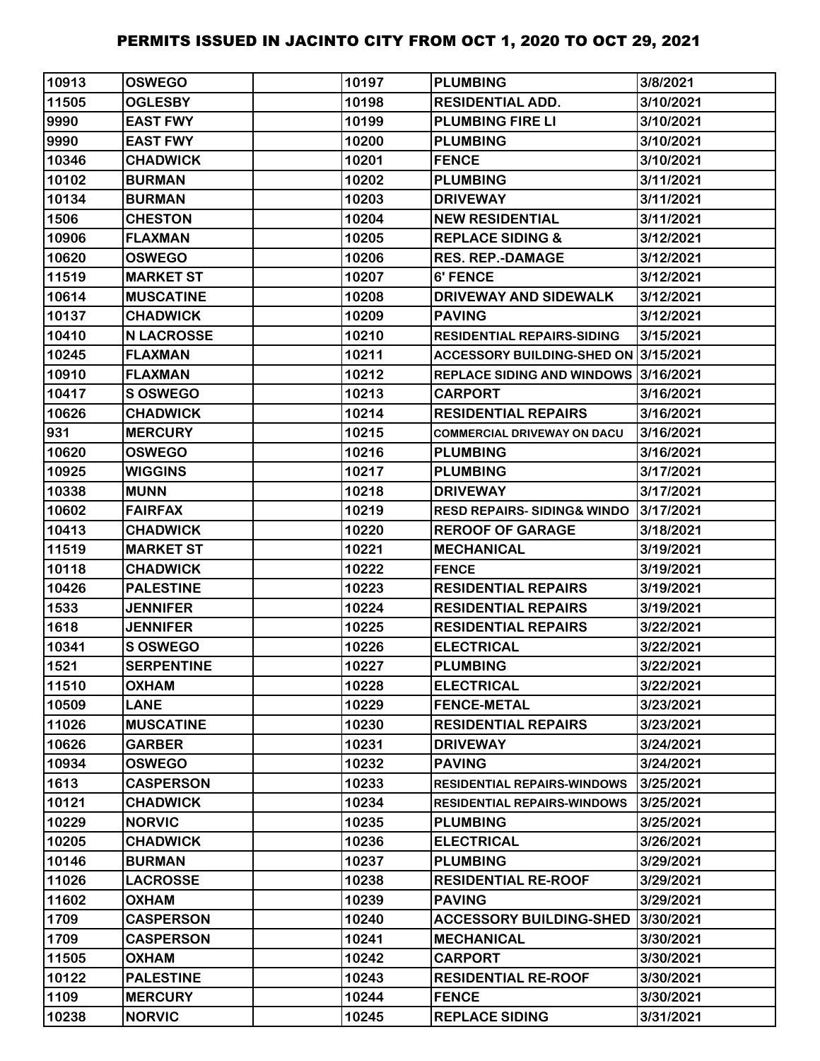# PERMITS ISSUED IN JACINTO CITY FROM OCT 1, 2020 TO OCT 29, 2021

| | | | | | |
|---|---|---|---|---|---|
| 10913 | OSWEGO | | 10197 | PLUMBING | 3/8/2021 |
| 11505 | OGLESBY | | 10198 | RESIDENTIAL ADD. | 3/10/2021 |
| 9990 | EAST FWY | | 10199 | PLUMBING FIRE LI | 3/10/2021 |
| 9990 | EAST FWY | | 10200 | PLUMBING | 3/10/2021 |
| 10346 | CHADWICK | | 10201 | FENCE | 3/10/2021 |
| 10102 | BURMAN | | 10202 | PLUMBING | 3/11/2021 |
| 10134 | BURMAN | | 10203 | DRIVEWAY | 3/11/2021 |
| 1506 | CHESTON | | 10204 | NEW RESIDENTIAL | 3/11/2021 |
| 10906 | FLAXMAN | | 10205 | REPLACE SIDING & | 3/12/2021 |
| 10620 | OSWEGO | | 10206 | RES. REP.-DAMAGE | 3/12/2021 |
| 11519 | MARKET ST | | 10207 | 6' FENCE | 3/12/2021 |
| 10614 | MUSCATINE | | 10208 | DRIVEWAY AND SIDEWALK | 3/12/2021 |
| 10137 | CHADWICK | | 10209 | PAVING | 3/12/2021 |
| 10410 | N LACROSSE | | 10210 | RESIDENTIAL REPAIRS-SIDING | 3/15/2021 |
| 10245 | FLAXMAN | | 10211 | ACCESSORY BUILDING-SHED ON | 3/15/2021 |
| 10910 | FLAXMAN | | 10212 | REPLACE SIDING AND WINDOWS | 3/16/2021 |
| 10417 | S OSWEGO | | 10213 | CARPORT | 3/16/2021 |
| 10626 | CHADWICK | | 10214 | RESIDENTIAL REPAIRS | 3/16/2021 |
| 931 | MERCURY | | 10215 | COMMERCIAL DRIVEWAY ON DACU | 3/16/2021 |
| 10620 | OSWEGO | | 10216 | PLUMBING | 3/16/2021 |
| 10925 | WIGGINS | | 10217 | PLUMBING | 3/17/2021 |
| 10338 | MUNN | | 10218 | DRIVEWAY | 3/17/2021 |
| 10602 | FAIRFAX | | 10219 | RESD REPAIRS- SIDING& WINDO | 3/17/2021 |
| 10413 | CHADWICK | | 10220 | REROOF OF GARAGE | 3/18/2021 |
| 11519 | MARKET ST | | 10221 | MECHANICAL | 3/19/2021 |
| 10118 | CHADWICK | | 10222 | FENCE | 3/19/2021 |
| 10426 | PALESTINE | | 10223 | RESIDENTIAL REPAIRS | 3/19/2021 |
| 1533 | JENNIFER | | 10224 | RESIDENTIAL REPAIRS | 3/19/2021 |
| 1618 | JENNIFER | | 10225 | RESIDENTIAL REPAIRS | 3/22/2021 |
| 10341 | S OSWEGO | | 10226 | ELECTRICAL | 3/22/2021 |
| 1521 | SERPENTINE | | 10227 | PLUMBING | 3/22/2021 |
| 11510 | OXHAM | | 10228 | ELECTRICAL | 3/22/2021 |
| 10509 | LANE | | 10229 | FENCE-METAL | 3/23/2021 |
| 11026 | MUSCATINE | | 10230 | RESIDENTIAL REPAIRS | 3/23/2021 |
| 10626 | GARBER | | 10231 | DRIVEWAY | 3/24/2021 |
| 10934 | OSWEGO | | 10232 | PAVING | 3/24/2021 |
| 1613 | CASPERSON | | 10233 | RESIDENTIAL REPAIRS-WINDOWS | 3/25/2021 |
| 10121 | CHADWICK | | 10234 | RESIDENTIAL REPAIRS-WINDOWS | 3/25/2021 |
| 10229 | NORVIC | | 10235 | PLUMBING | 3/25/2021 |
| 10205 | CHADWICK | | 10236 | ELECTRICAL | 3/26/2021 |
| 10146 | BURMAN | | 10237 | PLUMBING | 3/29/2021 |
| 11026 | LACROSSE | | 10238 | RESIDENTIAL RE-ROOF | 3/29/2021 |
| 11602 | OXHAM | | 10239 | PAVING | 3/29/2021 |
| 1709 | CASPERSON | | 10240 | ACCESSORY BUILDING-SHED | 3/30/2021 |
| 1709 | CASPERSON | | 10241 | MECHANICAL | 3/30/2021 |
| 11505 | OXHAM | | 10242 | CARPORT | 3/30/2021 |
| 10122 | PALESTINE | | 10243 | RESIDENTIAL RE-ROOF | 3/30/2021 |
| 1109 | MERCURY | | 10244 | FENCE | 3/30/2021 |
| 10238 | NORVIC | | 10245 | REPLACE SIDING | 3/31/2021 |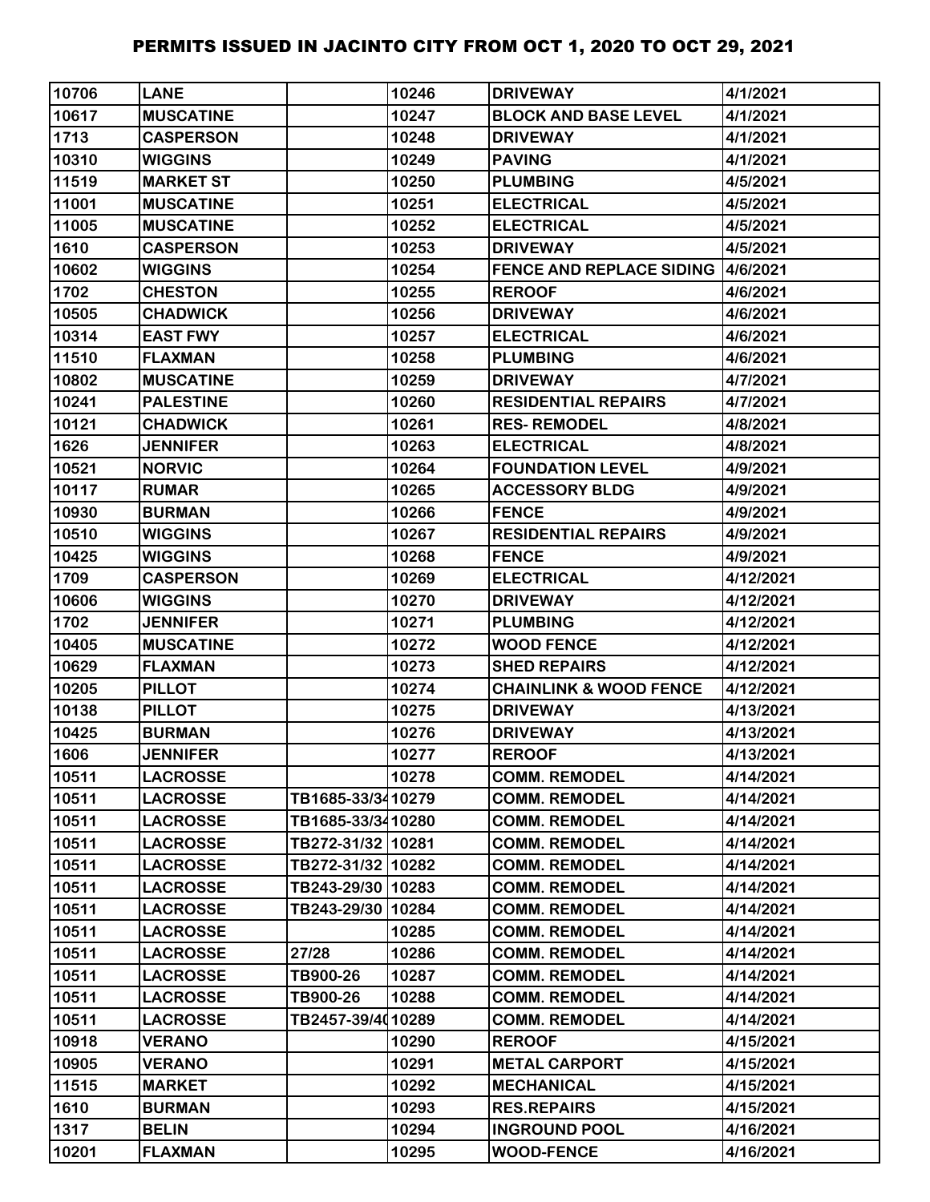# PERMITS ISSUED IN JACINTO CITY FROM OCT 1, 2020 TO OCT 29, 2021

| | | | | | |
|---|---|---|---|---|---|
| 10706 | LANE | | 10246 | DRIVEWAY | 4/1/2021 |
| 10617 | MUSCATINE | | 10247 | BLOCK AND BASE LEVEL | 4/1/2021 |
| 1713 | CASPERSON | | 10248 | DRIVEWAY | 4/1/2021 |
| 10310 | WIGGINS | | 10249 | PAVING | 4/1/2021 |
| 11519 | MARKET ST | | 10250 | PLUMBING | 4/5/2021 |
| 11001 | MUSCATINE | | 10251 | ELECTRICAL | 4/5/2021 |
| 11005 | MUSCATINE | | 10252 | ELECTRICAL | 4/5/2021 |
| 1610 | CASPERSON | | 10253 | DRIVEWAY | 4/5/2021 |
| 10602 | WIGGINS | | 10254 | FENCE AND REPLACE SIDING | 4/6/2021 |
| 1702 | CHESTON | | 10255 | REROOF | 4/6/2021 |
| 10505 | CHADWICK | | 10256 | DRIVEWAY | 4/6/2021 |
| 10314 | EAST FWY | | 10257 | ELECTRICAL | 4/6/2021 |
| 11510 | FLAXMAN | | 10258 | PLUMBING | 4/6/2021 |
| 10802 | MUSCATINE | | 10259 | DRIVEWAY | 4/7/2021 |
| 10241 | PALESTINE | | 10260 | RESIDENTIAL REPAIRS | 4/7/2021 |
| 10121 | CHADWICK | | 10261 | RES- REMODEL | 4/8/2021 |
| 1626 | JENNIFER | | 10263 | ELECTRICAL | 4/8/2021 |
| 10521 | NORVIC | | 10264 | FOUNDATION LEVEL | 4/9/2021 |
| 10117 | RUMAR | | 10265 | ACCESSORY BLDG | 4/9/2021 |
| 10930 | BURMAN | | 10266 | FENCE | 4/9/2021 |
| 10510 | WIGGINS | | 10267 | RESIDENTIAL REPAIRS | 4/9/2021 |
| 10425 | WIGGINS | | 10268 | FENCE | 4/9/2021 |
| 1709 | CASPERSON | | 10269 | ELECTRICAL | 4/12/2021 |
| 10606 | WIGGINS | | 10270 | DRIVEWAY | 4/12/2021 |
| 1702 | JENNIFER | | 10271 | PLUMBING | 4/12/2021 |
| 10405 | MUSCATINE | | 10272 | WOOD FENCE | 4/12/2021 |
| 10629 | FLAXMAN | | 10273 | SHED REPAIRS | 4/12/2021 |
| 10205 | PILLOT | | 10274 | CHAINLINK & WOOD FENCE | 4/12/2021 |
| 10138 | PILLOT | | 10275 | DRIVEWAY | 4/13/2021 |
| 10425 | BURMAN | | 10276 | DRIVEWAY | 4/13/2021 |
| 1606 | JENNIFER | | 10277 | REROOF | 4/13/2021 |
| 10511 | LACROSSE | | 10278 | COMM. REMODEL | 4/14/2021 |
| 10511 | LACROSSE | TB1685-33/34 | 10279 | COMM. REMODEL | 4/14/2021 |
| 10511 | LACROSSE | TB1685-33/34 | 10280 | COMM. REMODEL | 4/14/2021 |
| 10511 | LACROSSE | TB272-31/32 | 10281 | COMM. REMODEL | 4/14/2021 |
| 10511 | LACROSSE | TB272-31/32 | 10282 | COMM. REMODEL | 4/14/2021 |
| 10511 | LACROSSE | TB243-29/30 | 10283 | COMM. REMODEL | 4/14/2021 |
| 10511 | LACROSSE | TB243-29/30 | 10284 | COMM. REMODEL | 4/14/2021 |
| 10511 | LACROSSE | | 10285 | COMM. REMODEL | 4/14/2021 |
| 10511 | LACROSSE | 27/28 | 10286 | COMM. REMODEL | 4/14/2021 |
| 10511 | LACROSSE | TB900-26 | 10287 | COMM. REMODEL | 4/14/2021 |
| 10511 | LACROSSE | TB900-26 | 10288 | COMM. REMODEL | 4/14/2021 |
| 10511 | LACROSSE | TB2457-39/40 | 10289 | COMM. REMODEL | 4/14/2021 |
| 10918 | VERANO | | 10290 | REROOF | 4/15/2021 |
| 10905 | VERANO | | 10291 | METAL CARPORT | 4/15/2021 |
| 11515 | MARKET | | 10292 | MECHANICAL | 4/15/2021 |
| 1610 | BURMAN | | 10293 | RES.REPAIRS | 4/15/2021 |
| 1317 | BELIN | | 10294 | INGROUND POOL | 4/16/2021 |
| 10201 | FLAXMAN | | 10295 | WOOD-FENCE | 4/16/2021 |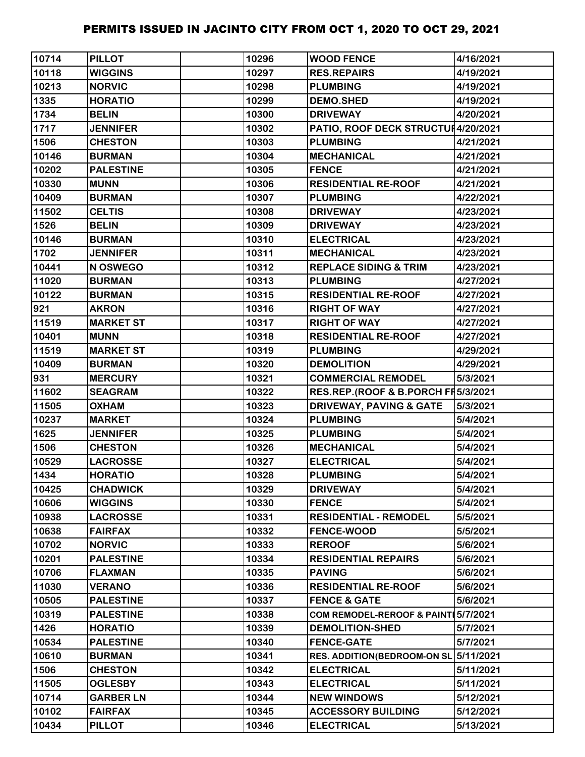# PERMITS ISSUED IN JACINTO CITY FROM OCT 1, 2020 TO OCT 29, 2021

| | | | | | |
|---|---|---|---|---|---|
| 10714 | PILLOT | | 10296 | WOOD FENCE | 4/16/2021 |
| 10118 | WIGGINS | | 10297 | RES.REPAIRS | 4/19/2021 |
| 10213 | NORVIC | | 10298 | PLUMBING | 4/19/2021 |
| 1335 | HORATIO | | 10299 | DEMO.SHED | 4/19/2021 |
| 1734 | BELIN | | 10300 | DRIVEWAY | 4/20/2021 |
| 1717 | JENNIFER | | 10302 | PATIO, ROOF DECK STRUCTUF | 4/20/2021 |
| 1506 | CHESTON | | 10303 | PLUMBING | 4/21/2021 |
| 10146 | BURMAN | | 10304 | MECHANICAL | 4/21/2021 |
| 10202 | PALESTINE | | 10305 | FENCE | 4/21/2021 |
| 10330 | MUNN | | 10306 | RESIDENTIAL RE-ROOF | 4/21/2021 |
| 10409 | BURMAN | | 10307 | PLUMBING | 4/22/2021 |
| 11502 | CELTIS | | 10308 | DRIVEWAY | 4/23/2021 |
| 1526 | BELIN | | 10309 | DRIVEWAY | 4/23/2021 |
| 10146 | BURMAN | | 10310 | ELECTRICAL | 4/23/2021 |
| 1702 | JENNIFER | | 10311 | MECHANICAL | 4/23/2021 |
| 10441 | N OSWEGO | | 10312 | REPLACE SIDING & TRIM | 4/23/2021 |
| 11020 | BURMAN | | 10313 | PLUMBING | 4/27/2021 |
| 10122 | BURMAN | | 10315 | RESIDENTIAL RE-ROOF | 4/27/2021 |
| 921 | AKRON | | 10316 | RIGHT OF WAY | 4/27/2021 |
| 11519 | MARKET ST | | 10317 | RIGHT OF WAY | 4/27/2021 |
| 10401 | MUNN | | 10318 | RESIDENTIAL RE-ROOF | 4/27/2021 |
| 11519 | MARKET ST | | 10319 | PLUMBING | 4/29/2021 |
| 10409 | BURMAN | | 10320 | DEMOLITION | 4/29/2021 |
| 931 | MERCURY | | 10321 | COMMERCIAL REMODEL | 5/3/2021 |
| 11602 | SEAGRAM | | 10322 | RES.REP.(ROOF & B.PORCH FF | 5/3/2021 |
| 11505 | OXHAM | | 10323 | DRIVEWAY, PAVING & GATE | 5/3/2021 |
| 10237 | MARKET | | 10324 | PLUMBING | 5/4/2021 |
| 1625 | JENNIFER | | 10325 | PLUMBING | 5/4/2021 |
| 1506 | CHESTON | | 10326 | MECHANICAL | 5/4/2021 |
| 10529 | LACROSSE | | 10327 | ELECTRICAL | 5/4/2021 |
| 1434 | HORATIO | | 10328 | PLUMBING | 5/4/2021 |
| 10425 | CHADWICK | | 10329 | DRIVEWAY | 5/4/2021 |
| 10606 | WIGGINS | | 10330 | FENCE | 5/4/2021 |
| 10938 | LACROSSE | | 10331 | RESIDENTIAL - REMODEL | 5/5/2021 |
| 10638 | FAIRFAX | | 10332 | FENCE-WOOD | 5/5/2021 |
| 10702 | NORVIC | | 10333 | REROOF | 5/6/2021 |
| 10201 | PALESTINE | | 10334 | RESIDENTIAL REPAIRS | 5/6/2021 |
| 10706 | FLAXMAN | | 10335 | PAVING | 5/6/2021 |
| 11030 | VERANO | | 10336 | RESIDENTIAL RE-ROOF | 5/6/2021 |
| 10505 | PALESTINE | | 10337 | FENCE & GATE | 5/6/2021 |
| 10319 | PALESTINE | | 10338 | COM REMODEL-REROOF & PAINTI | 5/7/2021 |
| 1426 | HORATIO | | 10339 | DEMOLITION-SHED | 5/7/2021 |
| 10534 | PALESTINE | | 10340 | FENCE-GATE | 5/7/2021 |
| 10610 | BURMAN | | 10341 | RES. ADDITION(BEDROOM-ON SL | 5/11/2021 |
| 1506 | CHESTON | | 10342 | ELECTRICAL | 5/11/2021 |
| 11505 | OGLESBY | | 10343 | ELECTRICAL | 5/11/2021 |
| 10714 | GARBER LN | | 10344 | NEW WINDOWS | 5/12/2021 |
| 10102 | FAIRFAX | | 10345 | ACCESSORY BUILDING | 5/12/2021 |
| 10434 | PILLOT | | 10346 | ELECTRICAL | 5/13/2021 |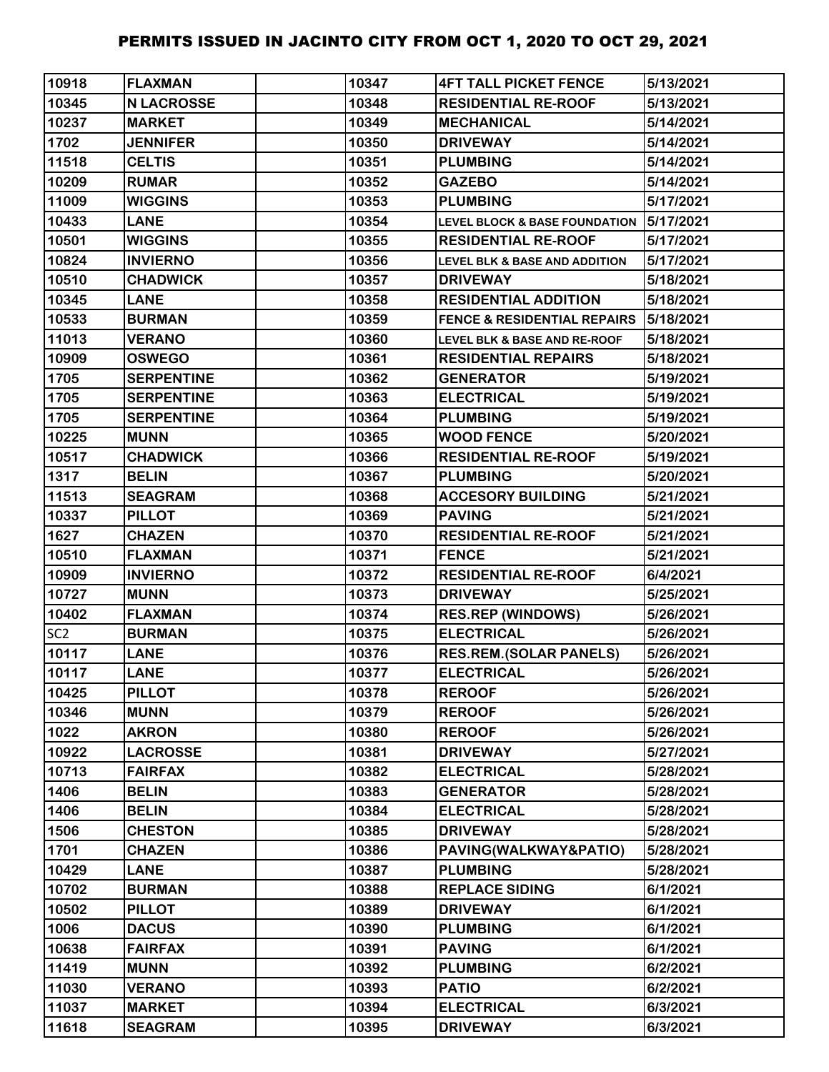| | | | | | |
|---|---|---|---|---|---|
| 10918 | FLAXMAN | | 10347 | 4FT TALL PICKET FENCE | 5/13/2021 |
| 10345 | N LACROSSE | | 10348 | RESIDENTIAL RE-ROOF | 5/13/2021 |
| 10237 | MARKET | | 10349 | MECHANICAL | 5/14/2021 |
| 1702 | JENNIFER | | 10350 | DRIVEWAY | 5/14/2021 |
| 11518 | CELTIS | | 10351 | PLUMBING | 5/14/2021 |
| 10209 | RUMAR | | 10352 | GAZEBO | 5/14/2021 |
| 11009 | WIGGINS | | 10353 | PLUMBING | 5/17/2021 |
| 10433 | LANE | | 10354 | LEVEL BLOCK & BASE FOUNDATION | 5/17/2021 |
| 10501 | WIGGINS | | 10355 | RESIDENTIAL RE-ROOF | 5/17/2021 |
| 10824 | INVIERNO | | 10356 | LEVEL BLK & BASE AND ADDITION | 5/17/2021 |
| 10510 | CHADWICK | | 10357 | DRIVEWAY | 5/18/2021 |
| 10345 | LANE | | 10358 | RESIDENTIAL ADDITION | 5/18/2021 |
| 10533 | BURMAN | | 10359 | FENCE & RESIDENTIAL REPAIRS | 5/18/2021 |
| 11013 | VERANO | | 10360 | LEVEL BLK & BASE AND RE-ROOF | 5/18/2021 |
| 10909 | OSWEGO | | 10361 | RESIDENTIAL REPAIRS | 5/18/2021 |
| 1705 | SERPENTINE | | 10362 | GENERATOR | 5/19/2021 |
| 1705 | SERPENTINE | | 10363 | ELECTRICAL | 5/19/2021 |
| 1705 | SERPENTINE | | 10364 | PLUMBING | 5/19/2021 |
| 10225 | MUNN | | 10365 | WOOD FENCE | 5/20/2021 |
| 10517 | CHADWICK | | 10366 | RESIDENTIAL RE-ROOF | 5/19/2021 |
| 1317 | BELIN | | 10367 | PLUMBING | 5/20/2021 |
| 11513 | SEAGRAM | | 10368 | ACCESORY BUILDING | 5/21/2021 |
| 10337 | PILLOT | | 10369 | PAVING | 5/21/2021 |
| 1627 | CHAZEN | | 10370 | RESIDENTIAL RE-ROOF | 5/21/2021 |
| 10510 | FLAXMAN | | 10371 | FENCE | 5/21/2021 |
| 10909 | INVIERNO | | 10372 | RESIDENTIAL RE-ROOF | 6/4/2021 |
| 10727 | MUNN | | 10373 | DRIVEWAY | 5/25/2021 |
| 10402 | FLAXMAN | | 10374 | RES.REP (WINDOWS) | 5/26/2021 |
| SC2 | BURMAN | | 10375 | ELECTRICAL | 5/26/2021 |
| 10117 | LANE | | 10376 | RES.REM.(SOLAR PANELS) | 5/26/2021 |
| 10117 | LANE | | 10377 | ELECTRICAL | 5/26/2021 |
| 10425 | PILLOT | | 10378 | REROOF | 5/26/2021 |
| 10346 | MUNN | | 10379 | REROOF | 5/26/2021 |
| 1022 | AKRON | | 10380 | REROOF | 5/26/2021 |
| 10922 | LACROSSE | | 10381 | DRIVEWAY | 5/27/2021 |
| 10713 | FAIRFAX | | 10382 | ELECTRICAL | 5/28/2021 |
| 1406 | BELIN | | 10383 | GENERATOR | 5/28/2021 |
| 1406 | BELIN | | 10384 | ELECTRICAL | 5/28/2021 |
| 1506 | CHESTON | | 10385 | DRIVEWAY | 5/28/2021 |
| 1701 | CHAZEN | | 10386 | PAVING(WALKWAY&PATIO) | 5/28/2021 |
| 10429 | LANE | | 10387 | PLUMBING | 5/28/2021 |
| 10702 | BURMAN | | 10388 | REPLACE SIDING | 6/1/2021 |
| 10502 | PILLOT | | 10389 | DRIVEWAY | 6/1/2021 |
| 1006 | DACUS | | 10390 | PLUMBING | 6/1/2021 |
| 10638 | FAIRFAX | | 10391 | PAVING | 6/1/2021 |
| 11419 | MUNN | | 10392 | PLUMBING | 6/2/2021 |
| 11030 | VERANO | | 10393 | PATIO | 6/2/2021 |
| 11037 | MARKET | | 10394 | ELECTRICAL | 6/3/2021 |
| 11618 | SEAGRAM | | 10395 | DRIVEWAY | 6/3/2021 |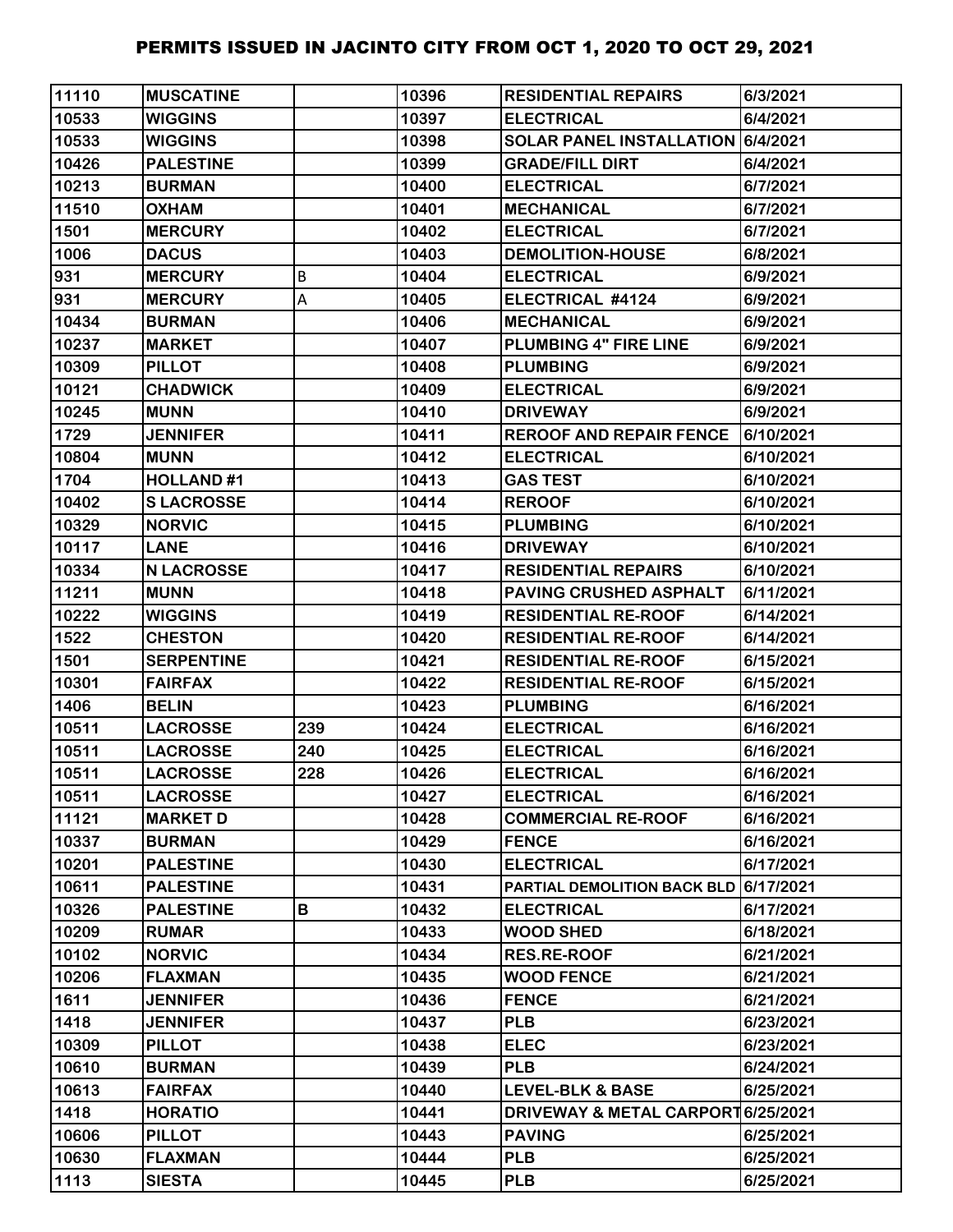# PERMITS ISSUED IN JACINTO CITY FROM OCT 1, 2020 TO OCT 29, 2021

| | | | | | |
|---|---|---|---|---|---|
| 11110 | MUSCATINE | | 10396 | RESIDENTIAL REPAIRS | 6/3/2021 |
| 10533 | WIGGINS | | 10397 | ELECTRICAL | 6/4/2021 |
| 10533 | WIGGINS | | 10398 | SOLAR PANEL INSTALLATION | 6/4/2021 |
| 10426 | PALESTINE | | 10399 | GRADE/FILL DIRT | 6/4/2021 |
| 10213 | BURMAN | | 10400 | ELECTRICAL | 6/7/2021 |
| 11510 | OXHAM | | 10401 | MECHANICAL | 6/7/2021 |
| 1501 | MERCURY | | 10402 | ELECTRICAL | 6/7/2021 |
| 1006 | DACUS | | 10403 | DEMOLITION-HOUSE | 6/8/2021 |
| 931 | MERCURY | B | 10404 | ELECTRICAL | 6/9/2021 |
| 931 | MERCURY | A | 10405 | ELECTRICAL #4124 | 6/9/2021 |
| 10434 | BURMAN | | 10406 | MECHANICAL | 6/9/2021 |
| 10237 | MARKET | | 10407 | PLUMBING 4" FIRE LINE | 6/9/2021 |
| 10309 | PILLOT | | 10408 | PLUMBING | 6/9/2021 |
| 10121 | CHADWICK | | 10409 | ELECTRICAL | 6/9/2021 |
| 10245 | MUNN | | 10410 | DRIVEWAY | 6/9/2021 |
| 1729 | JENNIFER | | 10411 | REROOF AND REPAIR FENCE | 6/10/2021 |
| 10804 | MUNN | | 10412 | ELECTRICAL | 6/10/2021 |
| 1704 | HOLLAND #1 | | 10413 | GAS TEST | 6/10/2021 |
| 10402 | S LACROSSE | | 10414 | REROOF | 6/10/2021 |
| 10329 | NORVIC | | 10415 | PLUMBING | 6/10/2021 |
| 10117 | LANE | | 10416 | DRIVEWAY | 6/10/2021 |
| 10334 | N LACROSSE | | 10417 | RESIDENTIAL REPAIRS | 6/10/2021 |
| 11211 | MUNN | | 10418 | PAVING CRUSHED ASPHALT | 6/11/2021 |
| 10222 | WIGGINS | | 10419 | RESIDENTIAL RE-ROOF | 6/14/2021 |
| 1522 | CHESTON | | 10420 | RESIDENTIAL RE-ROOF | 6/14/2021 |
| 1501 | SERPENTINE | | 10421 | RESIDENTIAL RE-ROOF | 6/15/2021 |
| 10301 | FAIRFAX | | 10422 | RESIDENTIAL RE-ROOF | 6/15/2021 |
| 1406 | BELIN | | 10423 | PLUMBING | 6/16/2021 |
| 10511 | LACROSSE | 239 | 10424 | ELECTRICAL | 6/16/2021 |
| 10511 | LACROSSE | 240 | 10425 | ELECTRICAL | 6/16/2021 |
| 10511 | LACROSSE | 228 | 10426 | ELECTRICAL | 6/16/2021 |
| 10511 | LACROSSE | | 10427 | ELECTRICAL | 6/16/2021 |
| 11121 | MARKET D | | 10428 | COMMERCIAL RE-ROOF | 6/16/2021 |
| 10337 | BURMAN | | 10429 | FENCE | 6/16/2021 |
| 10201 | PALESTINE | | 10430 | ELECTRICAL | 6/17/2021 |
| 10611 | PALESTINE | | 10431 | PARTIAL DEMOLITION BACK BLD | 6/17/2021 |
| 10326 | PALESTINE | B | 10432 | ELECTRICAL | 6/17/2021 |
| 10209 | RUMAR | | 10433 | WOOD SHED | 6/18/2021 |
| 10102 | NORVIC | | 10434 | RES.RE-ROOF | 6/21/2021 |
| 10206 | FLAXMAN | | 10435 | WOOD FENCE | 6/21/2021 |
| 1611 | JENNIFER | | 10436 | FENCE | 6/21/2021 |
| 1418 | JENNIFER | | 10437 | PLB | 6/23/2021 |
| 10309 | PILLOT | | 10438 | ELEC | 6/23/2021 |
| 10610 | BURMAN | | 10439 | PLB | 6/24/2021 |
| 10613 | FAIRFAX | | 10440 | LEVEL-BLK & BASE | 6/25/2021 |
| 1418 | HORATIO | | 10441 | DRIVEWAY & METAL CARPORT | 6/25/2021 |
| 10606 | PILLOT | | 10443 | PAVING | 6/25/2021 |
| 10630 | FLAXMAN | | 10444 | PLB | 6/25/2021 |
| 1113 | SIESTA | | 10445 | PLB | 6/25/2021 |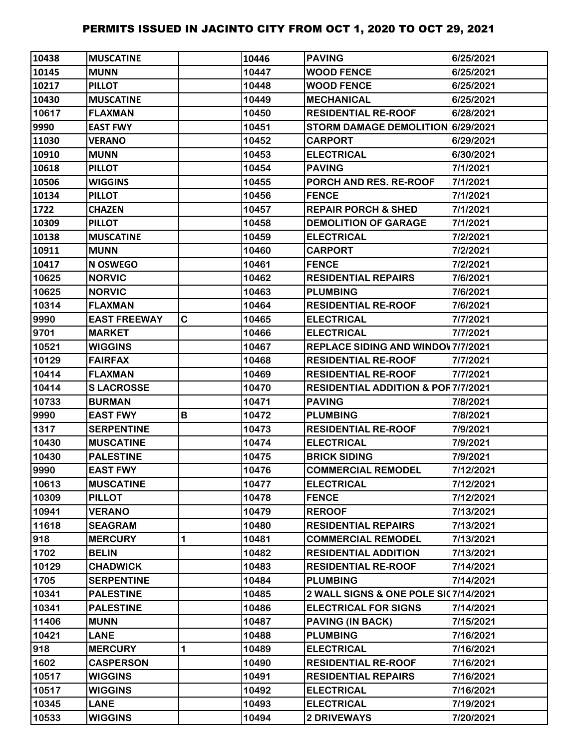# PERMITS ISSUED IN JACINTO CITY FROM OCT 1, 2020 TO OCT 29, 2021

| | | | | | |
|---|---|---|---|---|---|
| 10438 | MUSCATINE | | 10446 | PAVING | 6/25/2021 |
| 10145 | MUNN | | 10447 | WOOD FENCE | 6/25/2021 |
| 10217 | PILLOT | | 10448 | WOOD FENCE | 6/25/2021 |
| 10430 | MUSCATINE | | 10449 | MECHANICAL | 6/25/2021 |
| 10617 | FLAXMAN | | 10450 | RESIDENTIAL RE-ROOF | 6/28/2021 |
| 9990 | EAST FWY | | 10451 | STORM DAMAGE DEMOLITION | 6/29/2021 |
| 11030 | VERANO | | 10452 | CARPORT | 6/29/2021 |
| 10910 | MUNN | | 10453 | ELECTRICAL | 6/30/2021 |
| 10618 | PILLOT | | 10454 | PAVING | 7/1/2021 |
| 10506 | WIGGINS | | 10455 | PORCH AND RES. RE-ROOF | 7/1/2021 |
| 10134 | PILLOT | | 10456 | FENCE | 7/1/2021 |
| 1722 | CHAZEN | | 10457 | REPAIR PORCH & SHED | 7/1/2021 |
| 10309 | PILLOT | | 10458 | DEMOLITION OF GARAGE | 7/1/2021 |
| 10138 | MUSCATINE | | 10459 | ELECTRICAL | 7/2/2021 |
| 10911 | MUNN | | 10460 | CARPORT | 7/2/2021 |
| 10417 | N OSWEGO | | 10461 | FENCE | 7/2/2021 |
| 10625 | NORVIC | | 10462 | RESIDENTIAL REPAIRS | 7/6/2021 |
| 10625 | NORVIC | | 10463 | PLUMBING | 7/6/2021 |
| 10314 | FLAXMAN | | 10464 | RESIDENTIAL RE-ROOF | 7/6/2021 |
| 9990 | EAST FREEWAY | C | 10465 | ELECTRICAL | 7/7/2021 |
| 9701 | MARKET | | 10466 | ELECTRICAL | 7/7/2021 |
| 10521 | WIGGINS | | 10467 | REPLACE SIDING AND WINDOV | 7/7/2021 |
| 10129 | FAIRFAX | | 10468 | RESIDENTIAL RE-ROOF | 7/7/2021 |
| 10414 | FLAXMAN | | 10469 | RESIDENTIAL RE-ROOF | 7/7/2021 |
| 10414 | S LACROSSE | | 10470 | RESIDENTIAL ADDITION & POF | 7/7/2021 |
| 10733 | BURMAN | | 10471 | PAVING | 7/8/2021 |
| 9990 | EAST FWY | B | 10472 | PLUMBING | 7/8/2021 |
| 1317 | SERPENTINE | | 10473 | RESIDENTIAL RE-ROOF | 7/9/2021 |
| 10430 | MUSCATINE | | 10474 | ELECTRICAL | 7/9/2021 |
| 10430 | PALESTINE | | 10475 | BRICK SIDING | 7/9/2021 |
| 9990 | EAST FWY | | 10476 | COMMERCIAL REMODEL | 7/12/2021 |
| 10613 | MUSCATINE | | 10477 | ELECTRICAL | 7/12/2021 |
| 10309 | PILLOT | | 10478 | FENCE | 7/12/2021 |
| 10941 | VERANO | | 10479 | REROOF | 7/13/2021 |
| 11618 | SEAGRAM | | 10480 | RESIDENTIAL REPAIRS | 7/13/2021 |
| 918 | MERCURY | 1 | 10481 | COMMERCIAL REMODEL | 7/13/2021 |
| 1702 | BELIN | | 10482 | RESIDENTIAL ADDITION | 7/13/2021 |
| 10129 | CHADWICK | | 10483 | RESIDENTIAL RE-ROOF | 7/14/2021 |
| 1705 | SERPENTINE | | 10484 | PLUMBING | 7/14/2021 |
| 10341 | PALESTINE | | 10485 | 2 WALL SIGNS & ONE POLE SI( | 7/14/2021 |
| 10341 | PALESTINE | | 10486 | ELECTRICAL FOR SIGNS | 7/14/2021 |
| 11406 | MUNN | | 10487 | PAVING (IN BACK) | 7/15/2021 |
| 10421 | LANE | | 10488 | PLUMBING | 7/16/2021 |
| 918 | MERCURY | 1 | 10489 | ELECTRICAL | 7/16/2021 |
| 1602 | CASPERSON | | 10490 | RESIDENTIAL RE-ROOF | 7/16/2021 |
| 10517 | WIGGINS | | 10491 | RESIDENTIAL REPAIRS | 7/16/2021 |
| 10517 | WIGGINS | | 10492 | ELECTRICAL | 7/16/2021 |
| 10345 | LANE | | 10493 | ELECTRICAL | 7/19/2021 |
| 10533 | WIGGINS | | 10494 | 2 DRIVEWAYS | 7/20/2021 |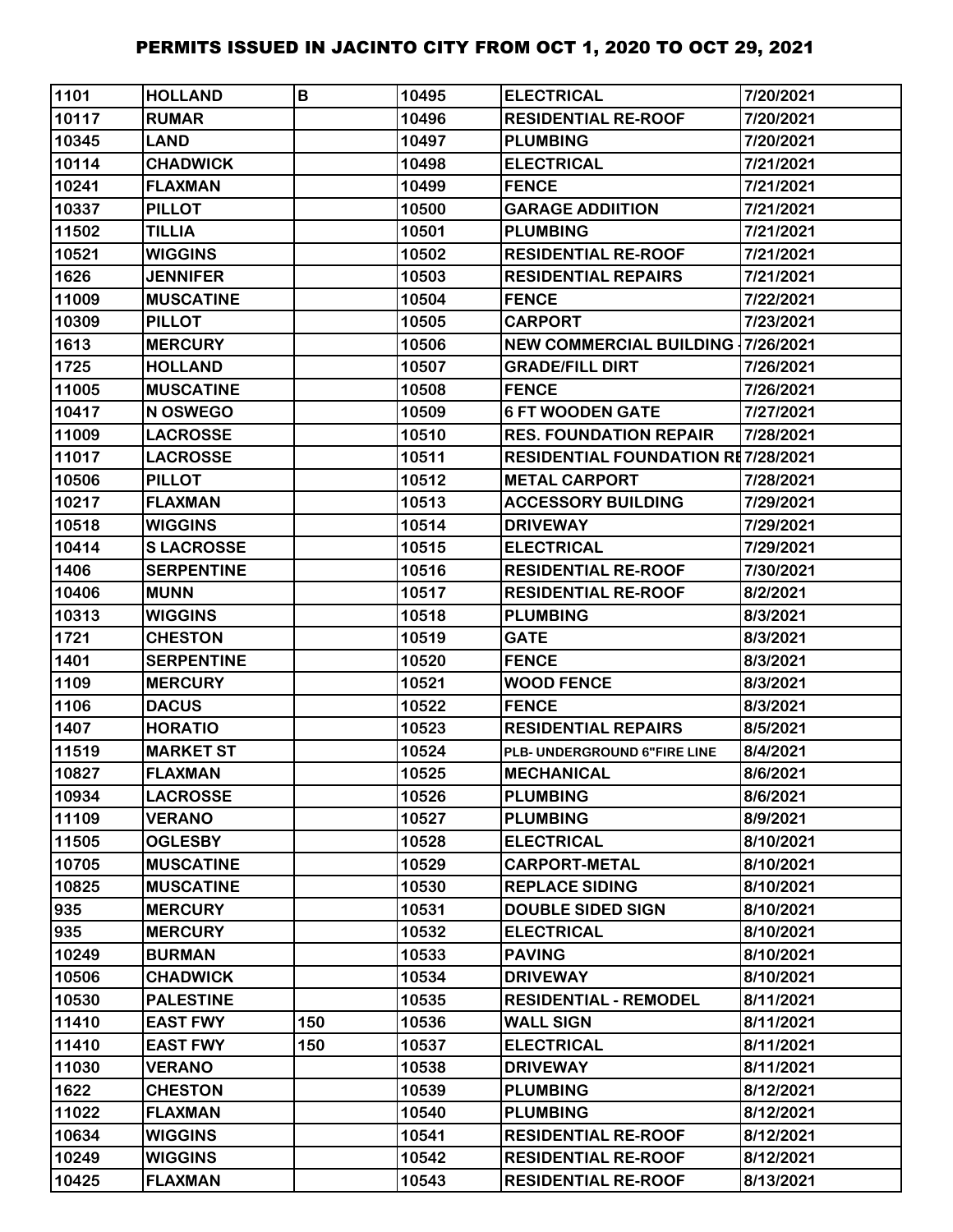# PERMITS ISSUED IN JACINTO CITY FROM OCT 1, 2020 TO OCT 29, 2021

| | | | | | |
|---|---|---|---|---|---|
| 1101 | HOLLAND | B | 10495 | ELECTRICAL | 7/20/2021 |
| 10117 | RUMAR | | 10496 | RESIDENTIAL RE-ROOF | 7/20/2021 |
| 10345 | LAND | | 10497 | PLUMBING | 7/20/2021 |
| 10114 | CHADWICK | | 10498 | ELECTRICAL | 7/21/2021 |
| 10241 | FLAXMAN | | 10499 | FENCE | 7/21/2021 |
| 10337 | PILLOT | | 10500 | GARAGE ADDIITION | 7/21/2021 |
| 11502 | TILLIA | | 10501 | PLUMBING | 7/21/2021 |
| 10521 | WIGGINS | | 10502 | RESIDENTIAL RE-ROOF | 7/21/2021 |
| 1626 | JENNIFER | | 10503 | RESIDENTIAL REPAIRS | 7/21/2021 |
| 11009 | MUSCATINE | | 10504 | FENCE | 7/22/2021 |
| 10309 | PILLOT | | 10505 | CARPORT | 7/23/2021 |
| 1613 | MERCURY | | 10506 | NEW COMMERCIAL BUILDING - | 7/26/2021 |
| 1725 | HOLLAND | | 10507 | GRADE/FILL DIRT | 7/26/2021 |
| 11005 | MUSCATINE | | 10508 | FENCE | 7/26/2021 |
| 10417 | N OSWEGO | | 10509 | 6 FT WOODEN GATE | 7/27/2021 |
| 11009 | LACROSSE | | 10510 | RES. FOUNDATION REPAIR | 7/28/2021 |
| 11017 | LACROSSE | | 10511 | RESIDENTIAL FOUNDATION RE | 7/28/2021 |
| 10506 | PILLOT | | 10512 | METAL CARPORT | 7/28/2021 |
| 10217 | FLAXMAN | | 10513 | ACCESSORY BUILDING | 7/29/2021 |
| 10518 | WIGGINS | | 10514 | DRIVEWAY | 7/29/2021 |
| 10414 | S LACROSSE | | 10515 | ELECTRICAL | 7/29/2021 |
| 1406 | SERPENTINE | | 10516 | RESIDENTIAL RE-ROOF | 7/30/2021 |
| 10406 | MUNN | | 10517 | RESIDENTIAL RE-ROOF | 8/2/2021 |
| 10313 | WIGGINS | | 10518 | PLUMBING | 8/3/2021 |
| 1721 | CHESTON | | 10519 | GATE | 8/3/2021 |
| 1401 | SERPENTINE | | 10520 | FENCE | 8/3/2021 |
| 1109 | MERCURY | | 10521 | WOOD FENCE | 8/3/2021 |
| 1106 | DACUS | | 10522 | FENCE | 8/3/2021 |
| 1407 | HORATIO | | 10523 | RESIDENTIAL REPAIRS | 8/5/2021 |
| 11519 | MARKET ST | | 10524 | PLB- UNDERGROUND 6"FIRE LINE | 8/4/2021 |
| 10827 | FLAXMAN | | 10525 | MECHANICAL | 8/6/2021 |
| 10934 | LACROSSE | | 10526 | PLUMBING | 8/6/2021 |
| 11109 | VERANO | | 10527 | PLUMBING | 8/9/2021 |
| 11505 | OGLESBY | | 10528 | ELECTRICAL | 8/10/2021 |
| 10705 | MUSCATINE | | 10529 | CARPORT-METAL | 8/10/2021 |
| 10825 | MUSCATINE | | 10530 | REPLACE SIDING | 8/10/2021 |
| 935 | MERCURY | | 10531 | DOUBLE SIDED SIGN | 8/10/2021 |
| 935 | MERCURY | | 10532 | ELECTRICAL | 8/10/2021 |
| 10249 | BURMAN | | 10533 | PAVING | 8/10/2021 |
| 10506 | CHADWICK | | 10534 | DRIVEWAY | 8/10/2021 |
| 10530 | PALESTINE | | 10535 | RESIDENTIAL - REMODEL | 8/11/2021 |
| 11410 | EAST FWY | 150 | 10536 | WALL SIGN | 8/11/2021 |
| 11410 | EAST FWY | 150 | 10537 | ELECTRICAL | 8/11/2021 |
| 11030 | VERANO | | 10538 | DRIVEWAY | 8/11/2021 |
| 1622 | CHESTON | | 10539 | PLUMBING | 8/12/2021 |
| 11022 | FLAXMAN | | 10540 | PLUMBING | 8/12/2021 |
| 10634 | WIGGINS | | 10541 | RESIDENTIAL RE-ROOF | 8/12/2021 |
| 10249 | WIGGINS | | 10542 | RESIDENTIAL RE-ROOF | 8/12/2021 |
| 10425 | FLAXMAN | | 10543 | RESIDENTIAL RE-ROOF | 8/13/2021 |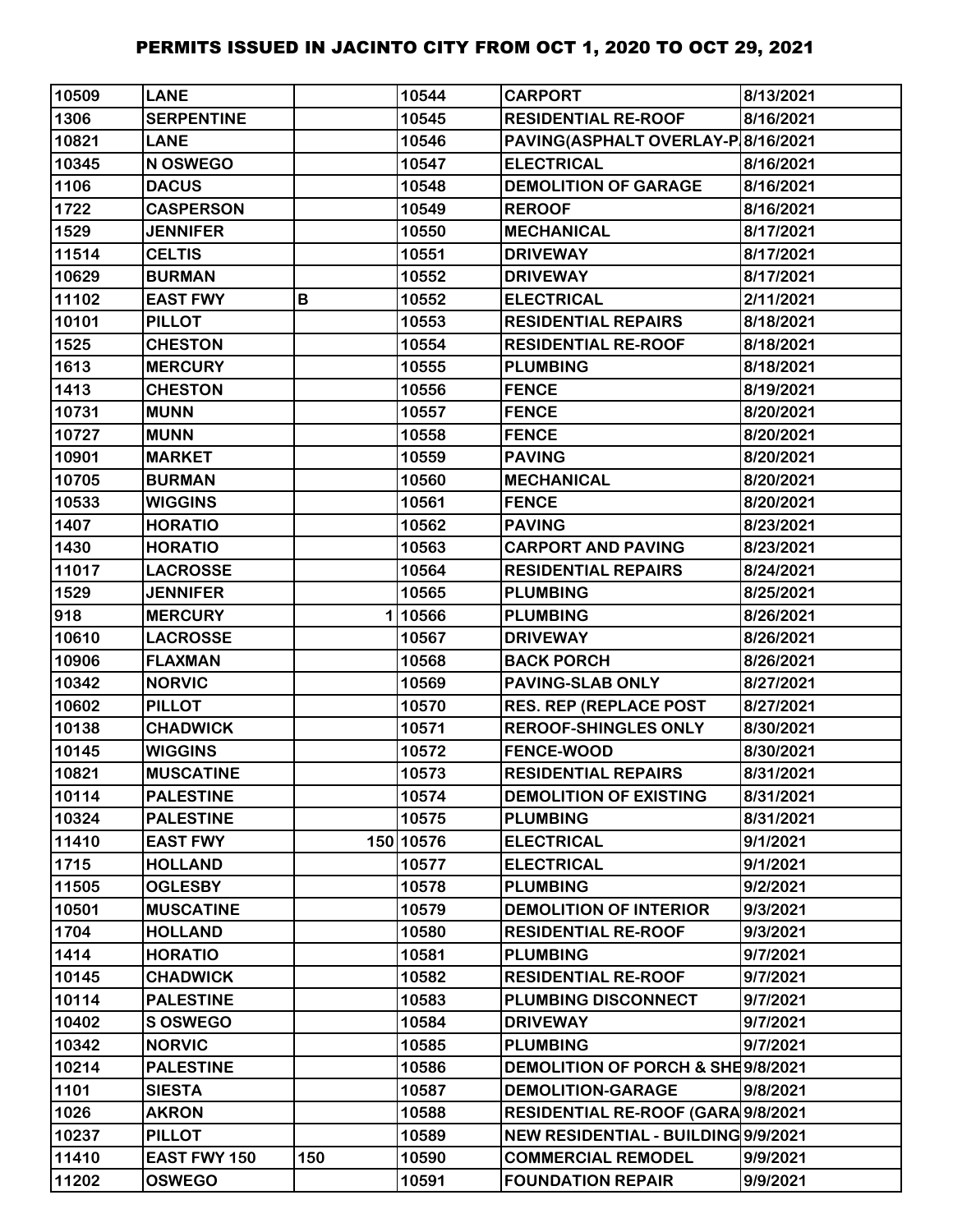# PERMITS ISSUED IN JACINTO CITY FROM OCT 1, 2020 TO OCT 29, 2021

| | | | | | |
|---|---|---|---|---|---|
| 10509 | LANE | | 10544 | CARPORT | 8/13/2021 |
| 1306 | SERPENTINE | | 10545 | RESIDENTIAL RE-ROOF | 8/16/2021 |
| 10821 | LANE | | 10546 | PAVING(ASPHALT OVERLAY-P | 8/16/2021 |
| 10345 | N OSWEGO | | 10547 | ELECTRICAL | 8/16/2021 |
| 1106 | DACUS | | 10548 | DEMOLITION OF GARAGE | 8/16/2021 |
| 1722 | CASPERSON | | 10549 | REROOF | 8/16/2021 |
| 1529 | JENNIFER | | 10550 | MECHANICAL | 8/17/2021 |
| 11514 | CELTIS | | 10551 | DRIVEWAY | 8/17/2021 |
| 10629 | BURMAN | | 10552 | DRIVEWAY | 8/17/2021 |
| 11102 | EAST FWY | B | 10552 | ELECTRICAL | 2/11/2021 |
| 10101 | PILLOT | | 10553 | RESIDENTIAL REPAIRS | 8/18/2021 |
| 1525 | CHESTON | | 10554 | RESIDENTIAL RE-ROOF | 8/18/2021 |
| 1613 | MERCURY | | 10555 | PLUMBING | 8/18/2021 |
| 1413 | CHESTON | | 10556 | FENCE | 8/19/2021 |
| 10731 | MUNN | | 10557 | FENCE | 8/20/2021 |
| 10727 | MUNN | | 10558 | FENCE | 8/20/2021 |
| 10901 | MARKET | | 10559 | PAVING | 8/20/2021 |
| 10705 | BURMAN | | 10560 | MECHANICAL | 8/20/2021 |
| 10533 | WIGGINS | | 10561 | FENCE | 8/20/2021 |
| 1407 | HORATIO | | 10562 | PAVING | 8/23/2021 |
| 1430 | HORATIO | | 10563 | CARPORT AND PAVING | 8/23/2021 |
| 11017 | LACROSSE | | 10564 | RESIDENTIAL REPAIRS | 8/24/2021 |
| 1529 | JENNIFER | | 10565 | PLUMBING | 8/25/2021 |
| 918 | MERCURY | 1 | 10566 | PLUMBING | 8/26/2021 |
| 10610 | LACROSSE | | 10567 | DRIVEWAY | 8/26/2021 |
| 10906 | FLAXMAN | | 10568 | BACK PORCH | 8/26/2021 |
| 10342 | NORVIC | | 10569 | PAVING-SLAB ONLY | 8/27/2021 |
| 10602 | PILLOT | | 10570 | RES. REP (REPLACE POST | 8/27/2021 |
| 10138 | CHADWICK | | 10571 | REROOF-SHINGLES ONLY | 8/30/2021 |
| 10145 | WIGGINS | | 10572 | FENCE-WOOD | 8/30/2021 |
| 10821 | MUSCATINE | | 10573 | RESIDENTIAL REPAIRS | 8/31/2021 |
| 10114 | PALESTINE | | 10574 | DEMOLITION OF EXISTING | 8/31/2021 |
| 10324 | PALESTINE | | 10575 | PLUMBING | 8/31/2021 |
| 11410 | EAST FWY | 150 | 10576 | ELECTRICAL | 9/1/2021 |
| 1715 | HOLLAND | | 10577 | ELECTRICAL | 9/1/2021 |
| 11505 | OGLESBY | | 10578 | PLUMBING | 9/2/2021 |
| 10501 | MUSCATINE | | 10579 | DEMOLITION OF INTERIOR | 9/3/2021 |
| 1704 | HOLLAND | | 10580 | RESIDENTIAL RE-ROOF | 9/3/2021 |
| 1414 | HORATIO | | 10581 | PLUMBING | 9/7/2021 |
| 10145 | CHADWICK | | 10582 | RESIDENTIAL RE-ROOF | 9/7/2021 |
| 10114 | PALESTINE | | 10583 | PLUMBING DISCONNECT | 9/7/2021 |
| 10402 | S OSWEGO | | 10584 | DRIVEWAY | 9/7/2021 |
| 10342 | NORVIC | | 10585 | PLUMBING | 9/7/2021 |
| 10214 | PALESTINE | | 10586 | DEMOLITION OF PORCH & SHE | 9/8/2021 |
| 1101 | SIESTA | | 10587 | DEMOLITION-GARAGE | 9/8/2021 |
| 1026 | AKRON | | 10588 | RESIDENTIAL RE-ROOF (GARA | 9/8/2021 |
| 10237 | PILLOT | | 10589 | NEW RESIDENTIAL - BUILDING | 9/9/2021 |
| 11410 | EAST FWY 150 | 150 | 10590 | COMMERCIAL REMODEL | 9/9/2021 |
| 11202 | OSWEGO | | 10591 | FOUNDATION REPAIR | 9/9/2021 |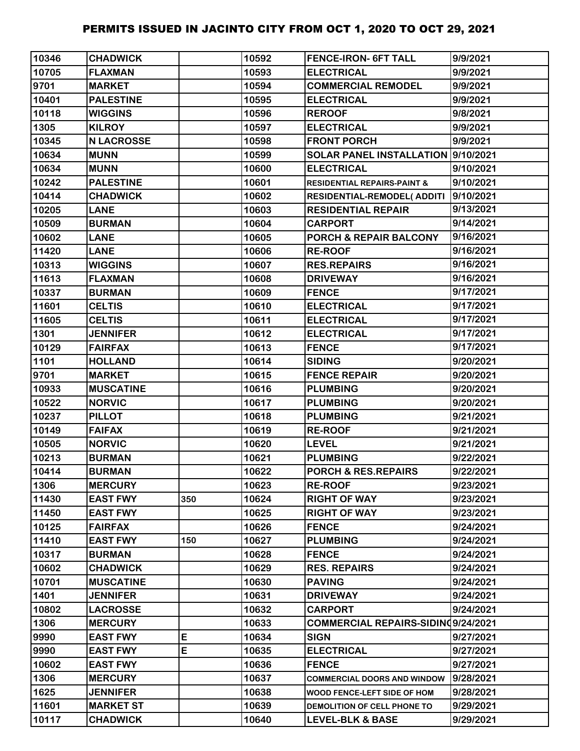# PERMITS ISSUED IN JACINTO CITY FROM OCT 1, 2020 TO OCT 29, 2021

| | | | | | |
|---|---|---|---|---|---|
| 10346 | CHADWICK | | 10592 | FENCE-IRON- 6FT TALL | 9/9/2021 |
| 10705 | FLAXMAN | | 10593 | ELECTRICAL | 9/9/2021 |
| 9701 | MARKET | | 10594 | COMMERCIAL REMODEL | 9/9/2021 |
| 10401 | PALESTINE | | 10595 | ELECTRICAL | 9/9/2021 |
| 10118 | WIGGINS | | 10596 | REROOF | 9/8/2021 |
| 1305 | KILROY | | 10597 | ELECTRICAL | 9/9/2021 |
| 10345 | N LACROSSE | | 10598 | FRONT PORCH | 9/9/2021 |
| 10634 | MUNN | | 10599 | SOLAR PANEL INSTALLATION | 9/10/2021 |
| 10634 | MUNN | | 10600 | ELECTRICAL | 9/10/2021 |
| 10242 | PALESTINE | | 10601 | RESIDENTIAL REPAIRS-PAINT & | 9/10/2021 |
| 10414 | CHADWICK | | 10602 | RESIDENTIAL-REMODEL( ADDITI | 9/10/2021 |
| 10205 | LANE | | 10603 | RESIDENTIAL REPAIR | 9/13/2021 |
| 10509 | BURMAN | | 10604 | CARPORT | 9/14/2021 |
| 10602 | LANE | | 10605 | PORCH & REPAIR BALCONY | 9/16/2021 |
| 11420 | LANE | | 10606 | RE-ROOF | 9/16/2021 |
| 10313 | WIGGINS | | 10607 | RES.REPAIRS | 9/16/2021 |
| 11613 | FLAXMAN | | 10608 | DRIVEWAY | 9/16/2021 |
| 10337 | BURMAN | | 10609 | FENCE | 9/17/2021 |
| 11601 | CELTIS | | 10610 | ELECTRICAL | 9/17/2021 |
| 11605 | CELTIS | | 10611 | ELECTRICAL | 9/17/2021 |
| 1301 | JENNIFER | | 10612 | ELECTRICAL | 9/17/2021 |
| 10129 | FAIRFAX | | 10613 | FENCE | 9/17/2021 |
| 1101 | HOLLAND | | 10614 | SIDING | 9/20/2021 |
| 9701 | MARKET | | 10615 | FENCE REPAIR | 9/20/2021 |
| 10933 | MUSCATINE | | 10616 | PLUMBING | 9/20/2021 |
| 10522 | NORVIC | | 10617 | PLUMBING | 9/20/2021 |
| 10237 | PILLOT | | 10618 | PLUMBING | 9/21/2021 |
| 10149 | FAIFAX | | 10619 | RE-ROOF | 9/21/2021 |
| 10505 | NORVIC | | 10620 | LEVEL | 9/21/2021 |
| 10213 | BURMAN | | 10621 | PLUMBING | 9/22/2021 |
| 10414 | BURMAN | | 10622 | PORCH & RES.REPAIRS | 9/22/2021 |
| 1306 | MERCURY | | 10623 | RE-ROOF | 9/23/2021 |
| 11430 | EAST FWY | 350 | 10624 | RIGHT OF WAY | 9/23/2021 |
| 11450 | EAST FWY | | 10625 | RIGHT OF WAY | 9/23/2021 |
| 10125 | FAIRFAX | | 10626 | FENCE | 9/24/2021 |
| 11410 | EAST FWY | 150 | 10627 | PLUMBING | 9/24/2021 |
| 10317 | BURMAN | | 10628 | FENCE | 9/24/2021 |
| 10602 | CHADWICK | | 10629 | RES. REPAIRS | 9/24/2021 |
| 10701 | MUSCATINE | | 10630 | PAVING | 9/24/2021 |
| 1401 | JENNIFER | | 10631 | DRIVEWAY | 9/24/2021 |
| 10802 | LACROSSE | | 10632 | CARPORT | 9/24/2021 |
| 1306 | MERCURY | | 10633 | COMMERCIAL REPAIRS-SIDING | 9/24/2021 |
| 9990 | EAST FWY | E | 10634 | SIGN | 9/27/2021 |
| 9990 | EAST FWY | E | 10635 | ELECTRICAL | 9/27/2021 |
| 10602 | EAST FWY | | 10636 | FENCE | 9/27/2021 |
| 1306 | MERCURY | | 10637 | COMMERCIAL DOORS AND WINDOW | 9/28/2021 |
| 1625 | JENNIFER | | 10638 | WOOD FENCE-LEFT SIDE OF HOM | 9/28/2021 |
| 11601 | MARKET ST | | 10639 | DEMOLITION OF CELL PHONE TO | 9/29/2021 |
| 10117 | CHADWICK | | 10640 | LEVEL-BLK & BASE | 9/29/2021 |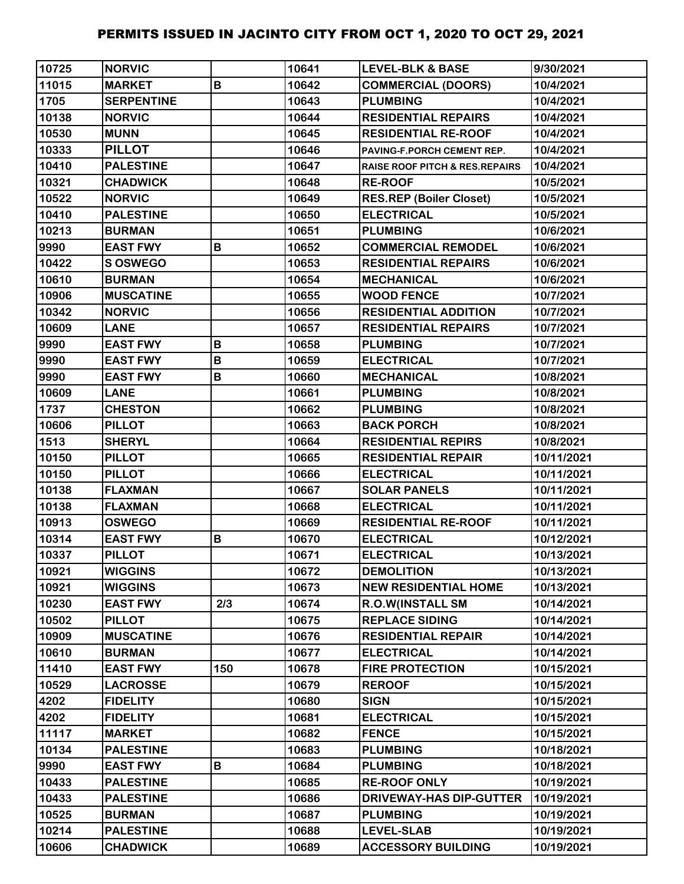# PERMITS ISSUED IN JACINTO CITY FROM OCT 1, 2020 TO OCT 29, 2021

| | | | | | |
|---|---|---|---|---|---|
| 10725 | NORVIC | | 10641 | LEVEL-BLK & BASE | 9/30/2021 |
| 11015 | MARKET | B | 10642 | COMMERCIAL (DOORS) | 10/4/2021 |
| 1705 | SERPENTINE | | 10643 | PLUMBING | 10/4/2021 |
| 10138 | NORVIC | | 10644 | RESIDENTIAL REPAIRS | 10/4/2021 |
| 10530 | MUNN | | 10645 | RESIDENTIAL RE-ROOF | 10/4/2021 |
| 10333 | PILLOT | | 10646 | PAVING-F.PORCH CEMENT REP. | 10/4/2021 |
| 10410 | PALESTINE | | 10647 | RAISE ROOF PITCH & RES.REPAIRS | 10/4/2021 |
| 10321 | CHADWICK | | 10648 | RE-ROOF | 10/5/2021 |
| 10522 | NORVIC | | 10649 | RES.REP (Boiler Closet) | 10/5/2021 |
| 10410 | PALESTINE | | 10650 | ELECTRICAL | 10/5/2021 |
| 10213 | BURMAN | | 10651 | PLUMBING | 10/6/2021 |
| 9990 | EAST FWY | B | 10652 | COMMERCIAL REMODEL | 10/6/2021 |
| 10422 | S OSWEGO | | 10653 | RESIDENTIAL REPAIRS | 10/6/2021 |
| 10610 | BURMAN | | 10654 | MECHANICAL | 10/6/2021 |
| 10906 | MUSCATINE | | 10655 | WOOD FENCE | 10/7/2021 |
| 10342 | NORVIC | | 10656 | RESIDENTIAL ADDITION | 10/7/2021 |
| 10609 | LANE | | 10657 | RESIDENTIAL REPAIRS | 10/7/2021 |
| 9990 | EAST FWY | B | 10658 | PLUMBING | 10/7/2021 |
| 9990 | EAST FWY | B | 10659 | ELECTRICAL | 10/7/2021 |
| 9990 | EAST FWY | B | 10660 | MECHANICAL | 10/8/2021 |
| 10609 | LANE | | 10661 | PLUMBING | 10/8/2021 |
| 1737 | CHESTON | | 10662 | PLUMBING | 10/8/2021 |
| 10606 | PILLOT | | 10663 | BACK PORCH | 10/8/2021 |
| 1513 | SHERYL | | 10664 | RESIDENTIAL REPIRS | 10/8/2021 |
| 10150 | PILLOT | | 10665 | RESIDENTIAL REPAIR | 10/11/2021 |
| 10150 | PILLOT | | 10666 | ELECTRICAL | 10/11/2021 |
| 10138 | FLAXMAN | | 10667 | SOLAR PANELS | 10/11/2021 |
| 10138 | FLAXMAN | | 10668 | ELECTRICAL | 10/11/2021 |
| 10913 | OSWEGO | | 10669 | RESIDENTIAL RE-ROOF | 10/11/2021 |
| 10314 | EAST FWY | B | 10670 | ELECTRICAL | 10/12/2021 |
| 10337 | PILLOT | | 10671 | ELECTRICAL | 10/13/2021 |
| 10921 | WIGGINS | | 10672 | DEMOLITION | 10/13/2021 |
| 10921 | WIGGINS | | 10673 | NEW RESIDENTIAL HOME | 10/13/2021 |
| 10230 | EAST FWY | 2/3 | 10674 | R.O.W(INSTALL SM | 10/14/2021 |
| 10502 | PILLOT | | 10675 | REPLACE SIDING | 10/14/2021 |
| 10909 | MUSCATINE | | 10676 | RESIDENTIAL REPAIR | 10/14/2021 |
| 10610 | BURMAN | | 10677 | ELECTRICAL | 10/14/2021 |
| 11410 | EAST FWY | 150 | 10678 | FIRE PROTECTION | 10/15/2021 |
| 10529 | LACROSSE | | 10679 | REROOF | 10/15/2021 |
| 4202 | FIDELITY | | 10680 | SIGN | 10/15/2021 |
| 4202 | FIDELITY | | 10681 | ELECTRICAL | 10/15/2021 |
| 11117 | MARKET | | 10682 | FENCE | 10/15/2021 |
| 10134 | PALESTINE | | 10683 | PLUMBING | 10/18/2021 |
| 9990 | EAST FWY | B | 10684 | PLUMBING | 10/18/2021 |
| 10433 | PALESTINE | | 10685 | RE-ROOF ONLY | 10/19/2021 |
| 10433 | PALESTINE | | 10686 | DRIVEWAY-HAS DIP-GUTTER | 10/19/2021 |
| 10525 | BURMAN | | 10687 | PLUMBING | 10/19/2021 |
| 10214 | PALESTINE | | 10688 | LEVEL-SLAB | 10/19/2021 |
| 10606 | CHADWICK | | 10689 | ACCESSORY BUILDING | 10/19/2021 |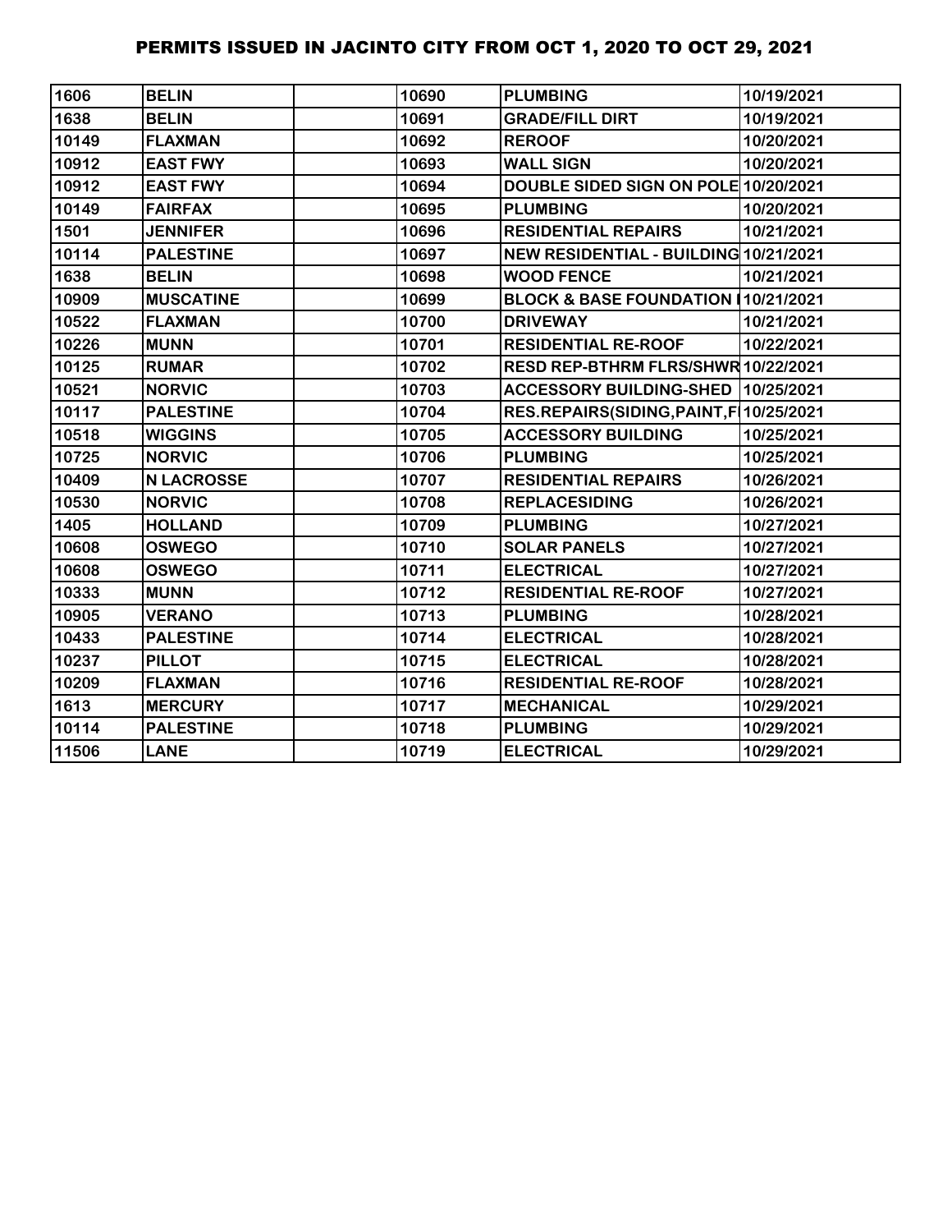| | | | | | |
|---|---|---|---|---|---|
| 1606 | BELIN | | 10690 | PLUMBING | 10/19/2021 |
| 1638 | BELIN | | 10691 | GRADE/FILL DIRT | 10/19/2021 |
| 10149 | FLAXMAN | | 10692 | REROOF | 10/20/2021 |
| 10912 | EAST FWY | | 10693 | WALL SIGN | 10/20/2021 |
| 10912 | EAST FWY | | 10694 | DOUBLE SIDED SIGN ON POLE | 10/20/2021 |
| 10149 | FAIRFAX | | 10695 | PLUMBING | 10/20/2021 |
| 1501 | JENNIFER | | 10696 | RESIDENTIAL REPAIRS | 10/21/2021 |
| 10114 | PALESTINE | | 10697 | NEW RESIDENTIAL - BUILDING | 10/21/2021 |
| 1638 | BELIN | | 10698 | WOOD FENCE | 10/21/2021 |
| 10909 | MUSCATINE | | 10699 | BLOCK & BASE FOUNDATION I | 10/21/2021 |
| 10522 | FLAXMAN | | 10700 | DRIVEWAY | 10/21/2021 |
| 10226 | MUNN | | 10701 | RESIDENTIAL RE-ROOF | 10/22/2021 |
| 10125 | RUMAR | | 10702 | RESD REP-BTHRM FLRS/SHWR | 10/22/2021 |
| 10521 | NORVIC | | 10703 | ACCESSORY BUILDING-SHED | 10/25/2021 |
| 10117 | PALESTINE | | 10704 | RES.REPAIRS(SIDING,PAINT,F | 10/25/2021 |
| 10518 | WIGGINS | | 10705 | ACCESSORY BUILDING | 10/25/2021 |
| 10725 | NORVIC | | 10706 | PLUMBING | 10/25/2021 |
| 10409 | N LACROSSE | | 10707 | RESIDENTIAL REPAIRS | 10/26/2021 |
| 10530 | NORVIC | | 10708 | REPLACESIDING | 10/26/2021 |
| 1405 | HOLLAND | | 10709 | PLUMBING | 10/27/2021 |
| 10608 | OSWEGO | | 10710 | SOLAR PANELS | 10/27/2021 |
| 10608 | OSWEGO | | 10711 | ELECTRICAL | 10/27/2021 |
| 10333 | MUNN | | 10712 | RESIDENTIAL RE-ROOF | 10/27/2021 |
| 10905 | VERANO | | 10713 | PLUMBING | 10/28/2021 |
| 10433 | PALESTINE | | 10714 | ELECTRICAL | 10/28/2021 |
| 10237 | PILLOT | | 10715 | ELECTRICAL | 10/28/2021 |
| 10209 | FLAXMAN | | 10716 | RESIDENTIAL RE-ROOF | 10/28/2021 |
| 1613 | MERCURY | | 10717 | MECHANICAL | 10/29/2021 |
| 10114 | PALESTINE | | 10718 | PLUMBING | 10/29/2021 |
| 11506 | LANE | | 10719 | ELECTRICAL | 10/29/2021 |